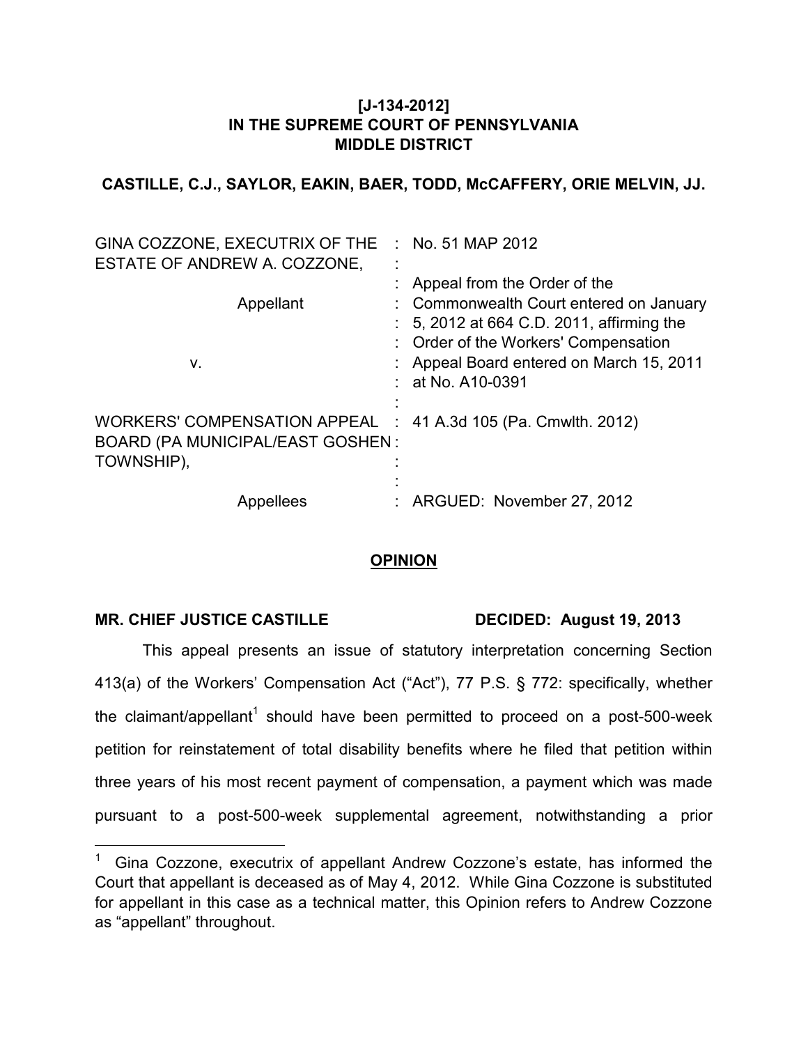**[J-134-2012]**
**IN THE SUPREME COURT OF PENNSYLVANIA**
**MIDDLE DISTRICT**

**CASTILLE, C.J., SAYLOR, EAKIN, BAER, TODD, McCAFFERY, ORIE MELVIN, JJ.**

| | | |
|---|---|---|
| GINA COZZONE, EXECUTRIX OF THE ESTATE OF ANDREW A. COZZONE, | : | No. 51 MAP 2012 |
| | : | |
| Appellant | : | Appeal from the Order of the Commonwealth Court entered on January 5, 2012 at 664 C.D. 2011, affirming the Order of the Workers' Compensation Appeal Board entered on March 15, 2011 at No. A10-0391 |
| v. | : | |
| WORKERS' COMPENSATION APPEAL BOARD (PA MUNICIPAL/EAST GOSHEN TOWNSHIP), | : | 41 A.3d 105 (Pa. Cmwlth. 2012) |
| | : | |
| Appellees | : | ARGUED: November 27, 2012 |

## OPINION

**MR. CHIEF JUSTICE CASTILLE** **DECIDED: August 19, 2013**

This appeal presents an issue of statutory interpretation concerning Section 413(a) of the Workers' Compensation Act ("Act"), 77 P.S. § 772: specifically, whether the claimant/appellant[1] should have been permitted to proceed on a post-500-week petition for reinstatement of total disability benefits where he filed that petition within three years of his most recent payment of compensation, a payment which was made pursuant to a post-500-week supplemental agreement, notwithstanding a prior

---

[1] Gina Cozzone, executrix of appellant Andrew Cozzone's estate, has informed the Court that appellant is deceased as of May 4, 2012. While Gina Cozzone is substituted for appellant in this case as a technical matter, this Opinion refers to Andrew Cozzone as "appellant" throughout.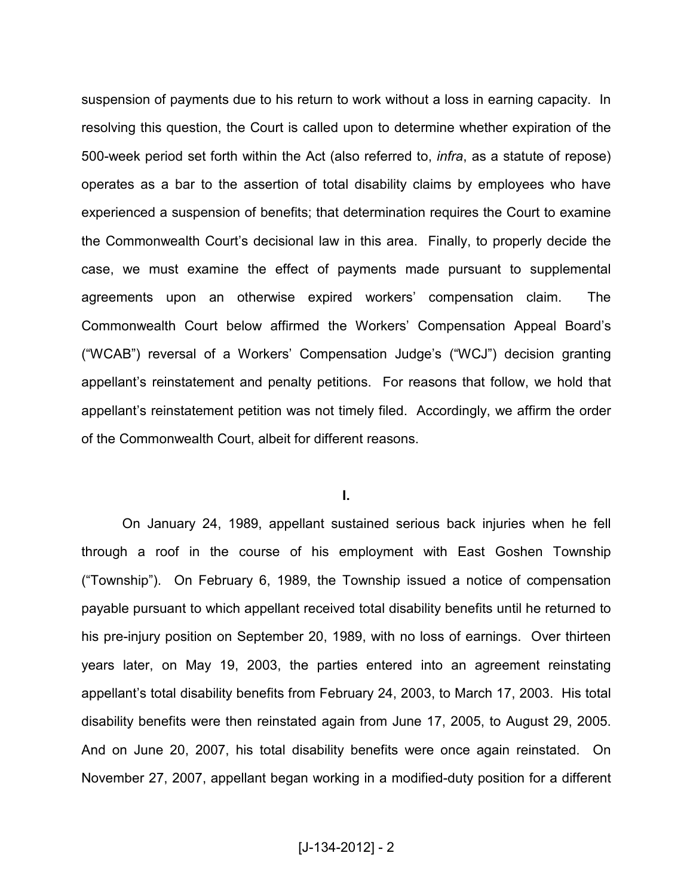suspension of payments due to his return to work without a loss in earning capacity. In resolving this question, the Court is called upon to determine whether expiration of the 500-week period set forth within the Act (also referred to, *infra*, as a statute of repose) operates as a bar to the assertion of total disability claims by employees who have experienced a suspension of benefits; that determination requires the Court to examine the Commonwealth Court's decisional law in this area. Finally, to properly decide the case, we must examine the effect of payments made pursuant to supplemental agreements upon an otherwise expired workers' compensation claim. The Commonwealth Court below affirmed the Workers' Compensation Appeal Board's ("WCAB") reversal of a Workers' Compensation Judge's ("WCJ") decision granting appellant's reinstatement and penalty petitions. For reasons that follow, we hold that appellant's reinstatement petition was not timely filed. Accordingly, we affirm the order of the Commonwealth Court, albeit for different reasons.

## I.

On January 24, 1989, appellant sustained serious back injuries when he fell through a roof in the course of his employment with East Goshen Township ("Township"). On February 6, 1989, the Township issued a notice of compensation payable pursuant to which appellant received total disability benefits until he returned to his pre-injury position on September 20, 1989, with no loss of earnings. Over thirteen years later, on May 19, 2003, the parties entered into an agreement reinstating appellant's total disability benefits from February 24, 2003, to March 17, 2003. His total disability benefits were then reinstated again from June 17, 2005, to August 29, 2005. And on June 20, 2007, his total disability benefits were once again reinstated. On November 27, 2007, appellant began working in a modified-duty position for a different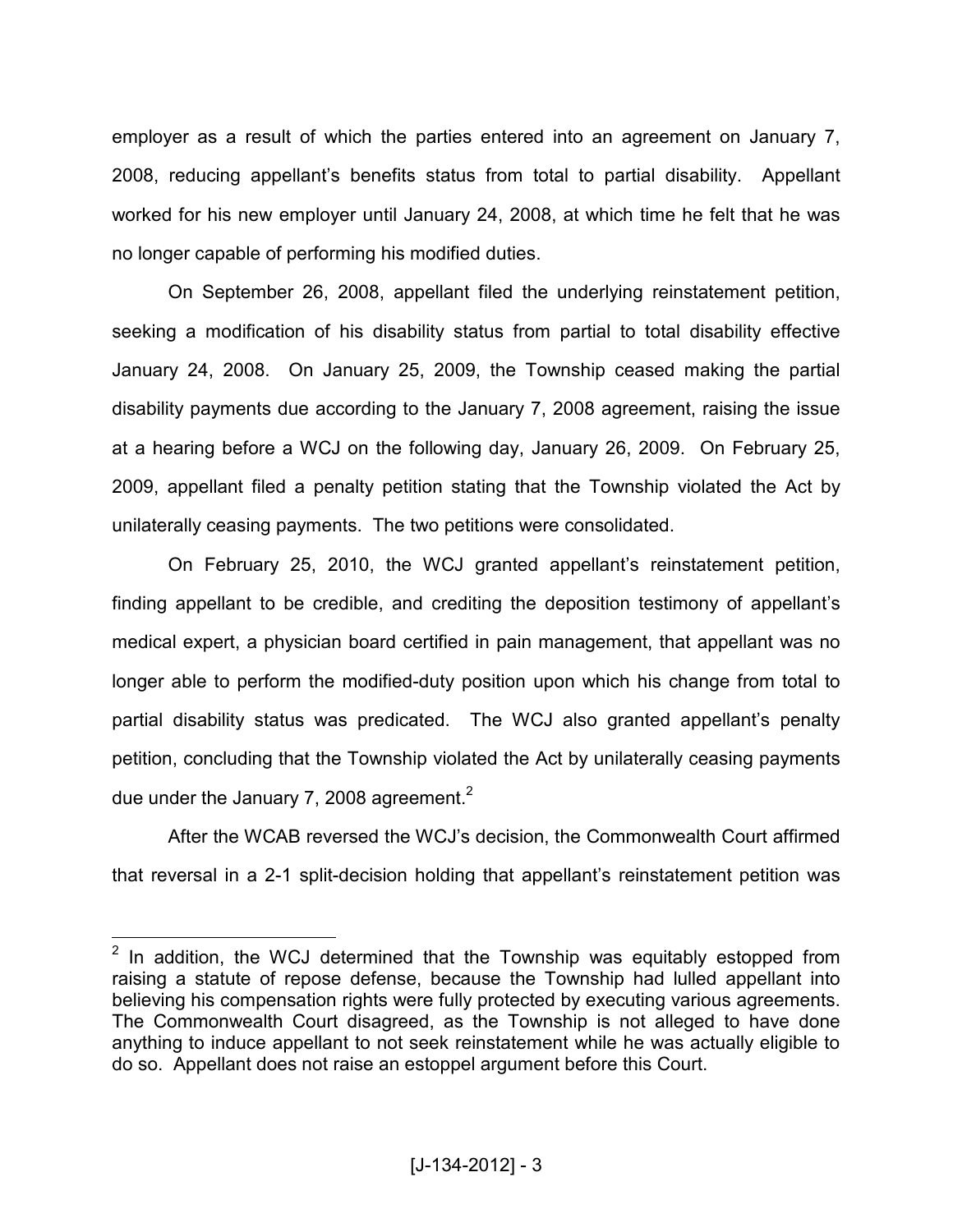employer as a result of which the parties entered into an agreement on January 7, 2008, reducing appellant's benefits status from total to partial disability. Appellant worked for his new employer until January 24, 2008, at which time he felt that he was no longer capable of performing his modified duties.

On September 26, 2008, appellant filed the underlying reinstatement petition, seeking a modification of his disability status from partial to total disability effective January 24, 2008. On January 25, 2009, the Township ceased making the partial disability payments due according to the January 7, 2008 agreement, raising the issue at a hearing before a WCJ on the following day, January 26, 2009. On February 25, 2009, appellant filed a penalty petition stating that the Township violated the Act by unilaterally ceasing payments. The two petitions were consolidated.

On February 25, 2010, the WCJ granted appellant's reinstatement petition, finding appellant to be credible, and crediting the deposition testimony of appellant's medical expert, a physician board certified in pain management, that appellant was no longer able to perform the modified-duty position upon which his change from total to partial disability status was predicated. The WCJ also granted appellant's penalty petition, concluding that the Township violated the Act by unilaterally ceasing payments due under the January 7, 2008 agreement.[2]

After the WCAB reversed the WCJ's decision, the Commonwealth Court affirmed that reversal in a 2-1 split-decision holding that appellant's reinstatement petition was

---

[2] In addition, the WCJ determined that the Township was equitably estopped from raising a statute of repose defense, because the Township had lulled appellant into believing his compensation rights were fully protected by executing various agreements. The Commonwealth Court disagreed, as the Township is not alleged to have done anything to induce appellant to not seek reinstatement while he was actually eligible to do so. Appellant does not raise an estoppel argument before this Court.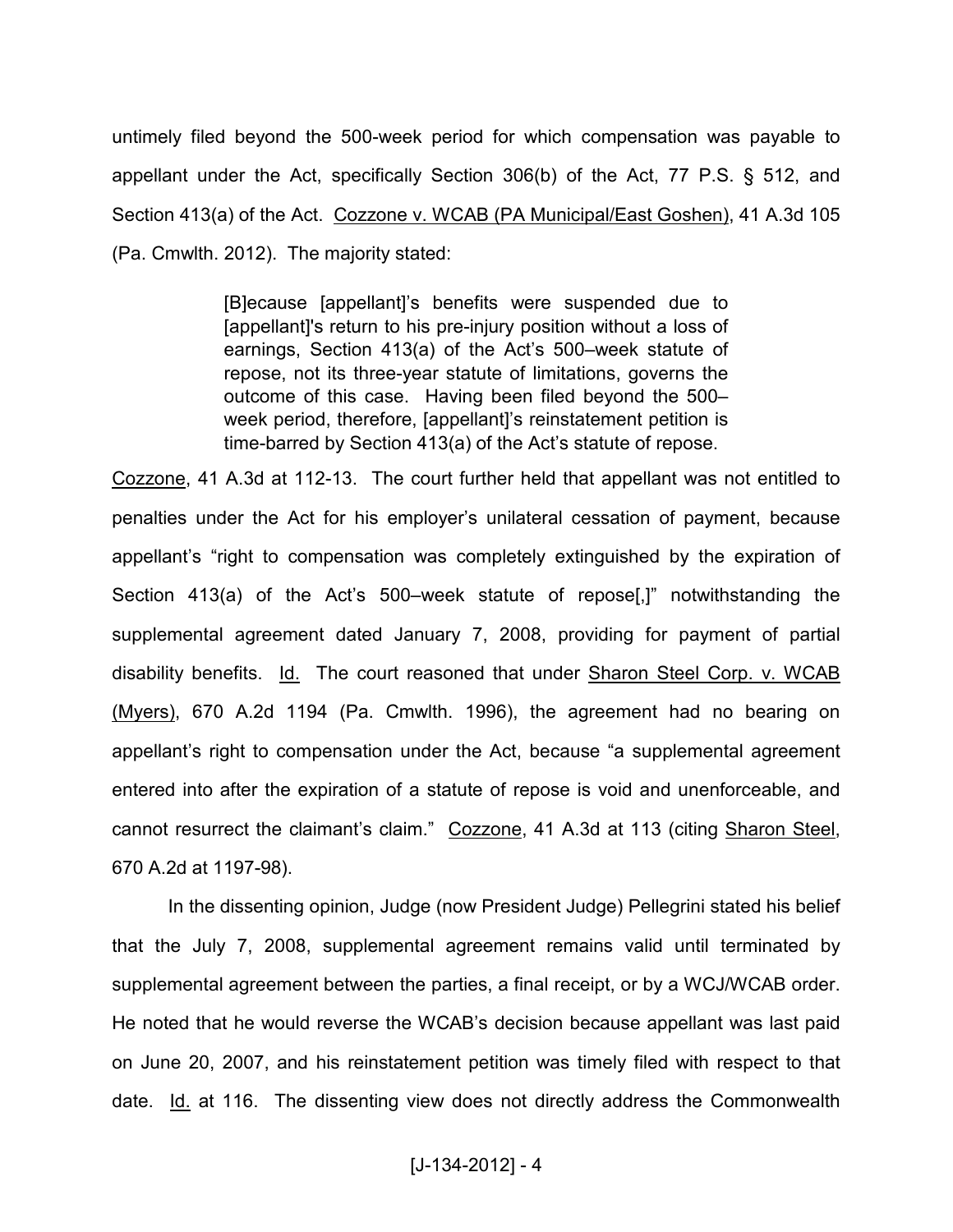untimely filed beyond the 500-week period for which compensation was payable to appellant under the Act, specifically Section 306(b) of the Act, 77 P.S. § 512, and Section 413(a) of the Act. Cozzone v. WCAB (PA Municipal/East Goshen), 41 A.3d 105 (Pa. Cmwlth. 2012). The majority stated:

> [B]ecause [appellant]'s benefits were suspended due to [appellant]'s return to his pre-injury position without a loss of earnings, Section 413(a) of the Act's 500–week statute of repose, not its three-year statute of limitations, governs the outcome of this case. Having been filed beyond the 500–week period, therefore, [appellant]'s reinstatement petition is time-barred by Section 413(a) of the Act's statute of repose.

Cozzone, 41 A.3d at 112-13. The court further held that appellant was not entitled to penalties under the Act for his employer's unilateral cessation of payment, because appellant's "right to compensation was completely extinguished by the expiration of Section 413(a) of the Act's 500–week statute of repose[,]" notwithstanding the supplemental agreement dated January 7, 2008, providing for payment of partial disability benefits. Id. The court reasoned that under Sharon Steel Corp. v. WCAB (Myers), 670 A.2d 1194 (Pa. Cmwlth. 1996), the agreement had no bearing on appellant's right to compensation under the Act, because "a supplemental agreement entered into after the expiration of a statute of repose is void and unenforceable, and cannot resurrect the claimant's claim." Cozzone, 41 A.3d at 113 (citing Sharon Steel, 670 A.2d at 1197-98).

In the dissenting opinion, Judge (now President Judge) Pellegrini stated his belief that the July 7, 2008, supplemental agreement remains valid until terminated by supplemental agreement between the parties, a final receipt, or by a WCJ/WCAB order. He noted that he would reverse the WCAB's decision because appellant was last paid on June 20, 2007, and his reinstatement petition was timely filed with respect to that date. Id. at 116. The dissenting view does not directly address the Commonwealth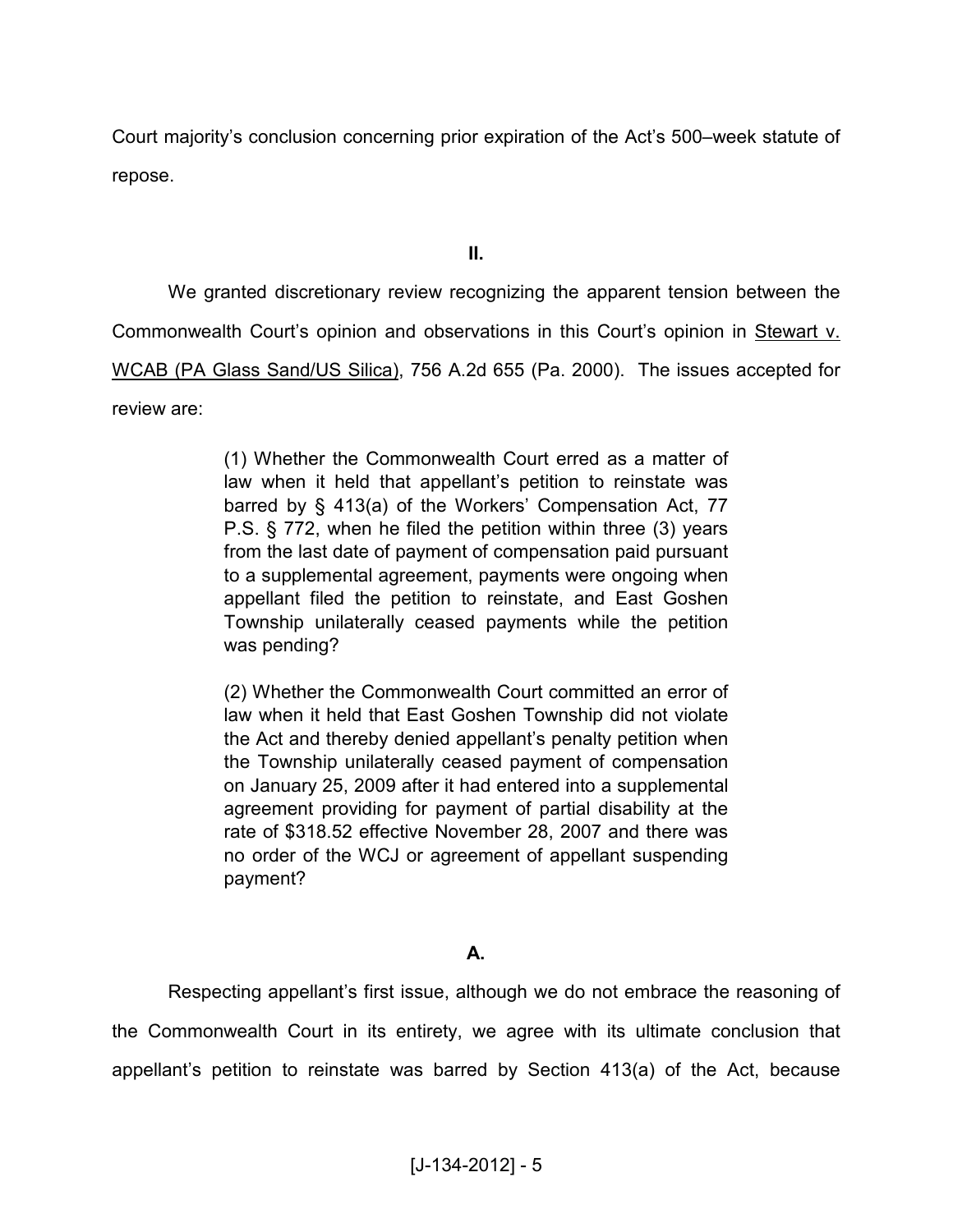Court majority's conclusion concerning prior expiration of the Act's 500–week statute of repose.

## II.

We granted discretionary review recognizing the apparent tension between the Commonwealth Court's opinion and observations in this Court's opinion in Stewart v. WCAB (PA Glass Sand/US Silica), 756 A.2d 655 (Pa. 2000). The issues accepted for review are:

> (1) Whether the Commonwealth Court erred as a matter of law when it held that appellant's petition to reinstate was barred by § 413(a) of the Workers' Compensation Act, 77 P.S. § 772, when he filed the petition within three (3) years from the last date of payment of compensation paid pursuant to a supplemental agreement, payments were ongoing when appellant filed the petition to reinstate, and East Goshen Township unilaterally ceased payments while the petition was pending?
>
> (2) Whether the Commonwealth Court committed an error of law when it held that East Goshen Township did not violate the Act and thereby denied appellant's penalty petition when the Township unilaterally ceased payment of compensation on January 25, 2009 after it had entered into a supplemental agreement providing for payment of partial disability at the rate of $318.52 effective November 28, 2007 and there was no order of the WCJ or agreement of appellant suspending payment?

### A.

Respecting appellant's first issue, although we do not embrace the reasoning of the Commonwealth Court in its entirety, we agree with its ultimate conclusion that appellant's petition to reinstate was barred by Section 413(a) of the Act, because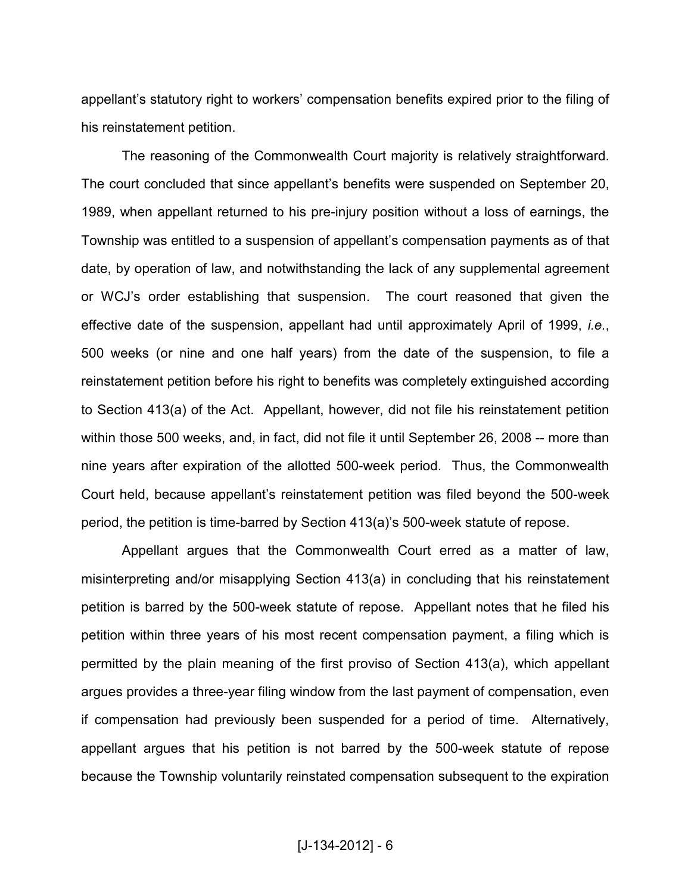appellant's statutory right to workers' compensation benefits expired prior to the filing of his reinstatement petition.

The reasoning of the Commonwealth Court majority is relatively straightforward. The court concluded that since appellant's benefits were suspended on September 20, 1989, when appellant returned to his pre-injury position without a loss of earnings, the Township was entitled to a suspension of appellant's compensation payments as of that date, by operation of law, and notwithstanding the lack of any supplemental agreement or WCJ's order establishing that suspension. The court reasoned that given the effective date of the suspension, appellant had until approximately April of 1999, *i.e.*, 500 weeks (or nine and one half years) from the date of the suspension, to file a reinstatement petition before his right to benefits was completely extinguished according to Section 413(a) of the Act. Appellant, however, did not file his reinstatement petition within those 500 weeks, and, in fact, did not file it until September 26, 2008 -- more than nine years after expiration of the allotted 500-week period. Thus, the Commonwealth Court held, because appellant's reinstatement petition was filed beyond the 500-week period, the petition is time-barred by Section 413(a)'s 500-week statute of repose.

Appellant argues that the Commonwealth Court erred as a matter of law, misinterpreting and/or misapplying Section 413(a) in concluding that his reinstatement petition is barred by the 500-week statute of repose. Appellant notes that he filed his petition within three years of his most recent compensation payment, a filing which is permitted by the plain meaning of the first proviso of Section 413(a), which appellant argues provides a three-year filing window from the last payment of compensation, even if compensation had previously been suspended for a period of time. Alternatively, appellant argues that his petition is not barred by the 500-week statute of repose because the Township voluntarily reinstated compensation subsequent to the expiration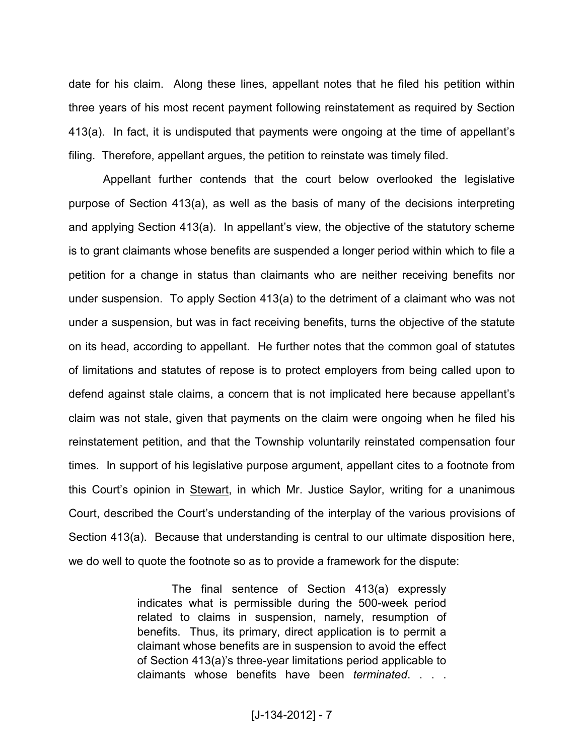date for his claim. Along these lines, appellant notes that he filed his petition within three years of his most recent payment following reinstatement as required by Section 413(a). In fact, it is undisputed that payments were ongoing at the time of appellant's filing. Therefore, appellant argues, the petition to reinstate was timely filed.

Appellant further contends that the court below overlooked the legislative purpose of Section 413(a), as well as the basis of many of the decisions interpreting and applying Section 413(a). In appellant's view, the objective of the statutory scheme is to grant claimants whose benefits are suspended a longer period within which to file a petition for a change in status than claimants who are neither receiving benefits nor under suspension. To apply Section 413(a) to the detriment of a claimant who was not under a suspension, but was in fact receiving benefits, turns the objective of the statute on its head, according to appellant. He further notes that the common goal of statutes of limitations and statutes of repose is to protect employers from being called upon to defend against stale claims, a concern that is not implicated here because appellant's claim was not stale, given that payments on the claim were ongoing when he filed his reinstatement petition, and that the Township voluntarily reinstated compensation four times. In support of his legislative purpose argument, appellant cites to a footnote from this Court's opinion in Stewart, in which Mr. Justice Saylor, writing for a unanimous Court, described the Court's understanding of the interplay of the various provisions of Section 413(a). Because that understanding is central to our ultimate disposition here, we do well to quote the footnote so as to provide a framework for the dispute:

> The final sentence of Section 413(a) expressly indicates what is permissible during the 500-week period related to claims in suspension, namely, resumption of benefits. Thus, its primary, direct application is to permit a claimant whose benefits are in suspension to avoid the effect of Section 413(a)'s three-year limitations period applicable to claimants whose benefits have been *terminated*. . . .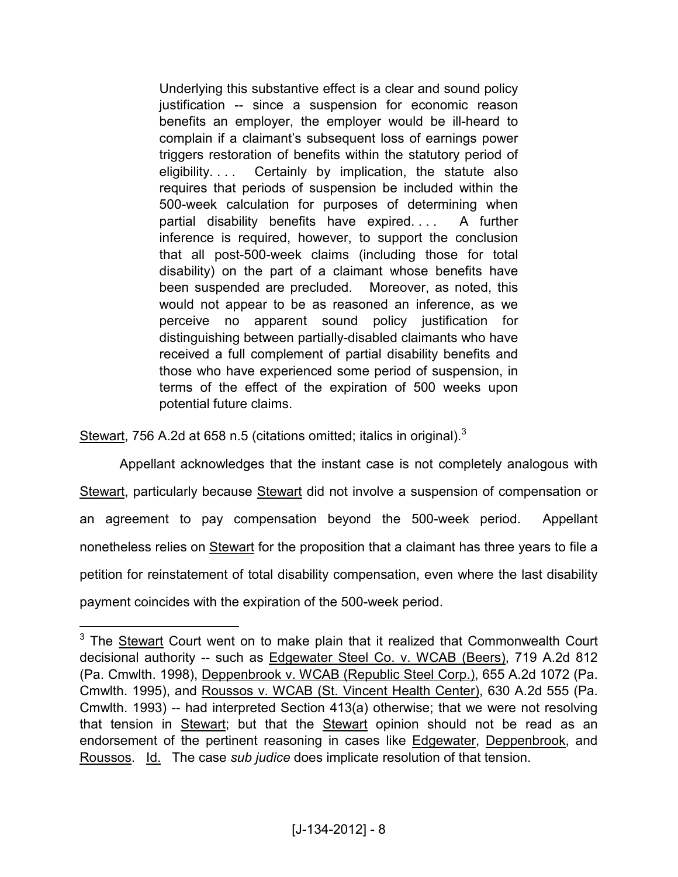> Underlying this substantive effect is a clear and sound policy justification -- since a suspension for economic reason benefits an employer, the employer would be ill-heard to complain if a claimant's subsequent loss of earnings power triggers restoration of benefits within the statutory period of eligibility. . . . Certainly by implication, the statute also requires that periods of suspension be included within the 500-week calculation for purposes of determining when partial disability benefits have expired. . . . A further inference is required, however, to support the conclusion that all post-500-week claims (including those for total disability) on the part of a claimant whose benefits have been suspended are precluded. Moreover, as noted, this would not appear to be as reasoned an inference, as we perceive no apparent sound policy justification for distinguishing between partially-disabled claimants who have received a full complement of partial disability benefits and those who have experienced some period of suspension, in terms of the effect of the expiration of 500 weeks upon potential future claims.

Stewart, 756 A.2d at 658 n.5 (citations omitted; italics in original).[3]

Appellant acknowledges that the instant case is not completely analogous with Stewart, particularly because Stewart did not involve a suspension of compensation or an agreement to pay compensation beyond the 500-week period. Appellant nonetheless relies on Stewart for the proposition that a claimant has three years to file a petition for reinstatement of total disability compensation, even where the last disability payment coincides with the expiration of the 500-week period.

---

[3] The Stewart Court went on to make plain that it realized that Commonwealth Court decisional authority -- such as Edgewater Steel Co. v. WCAB (Beers), 719 A.2d 812 (Pa. Cmwlth. 1998), Deppenbrook v. WCAB (Republic Steel Corp.), 655 A.2d 1072 (Pa. Cmwlth. 1995), and Roussos v. WCAB (St. Vincent Health Center), 630 A.2d 555 (Pa. Cmwlth. 1993) -- had interpreted Section 413(a) otherwise; that we were not resolving that tension in Stewart; but that the Stewart opinion should not be read as an endorsement of the pertinent reasoning in cases like Edgewater, Deppenbrook, and Roussos. Id. The case *sub judice* does implicate resolution of that tension.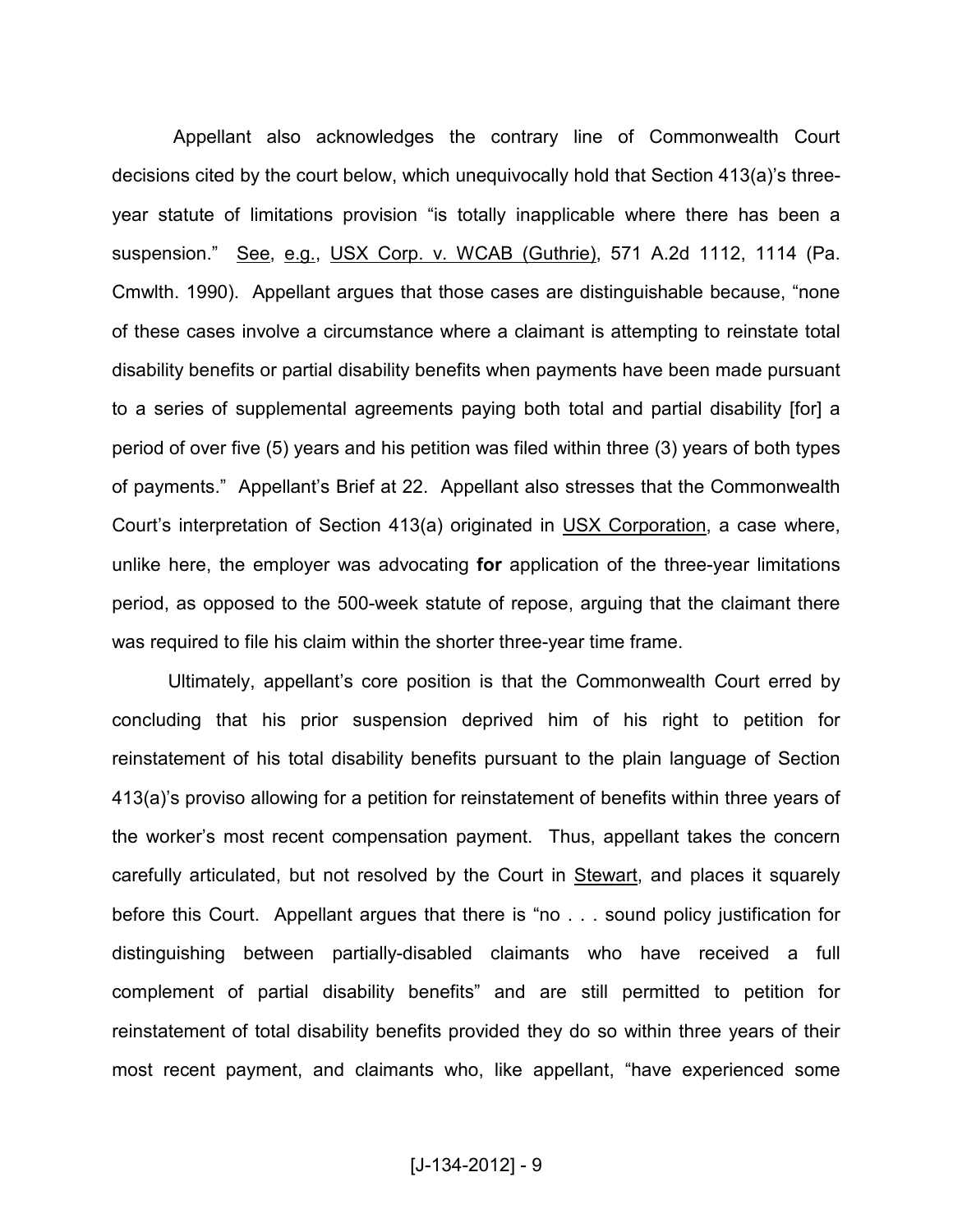Appellant also acknowledges the contrary line of Commonwealth Court decisions cited by the court below, which unequivocally hold that Section 413(a)'s three-year statute of limitations provision "is totally inapplicable where there has been a suspension." See, e.g., USX Corp. v. WCAB (Guthrie), 571 A.2d 1112, 1114 (Pa. Cmwlth. 1990). Appellant argues that those cases are distinguishable because, "none of these cases involve a circumstance where a claimant is attempting to reinstate total disability benefits or partial disability benefits when payments have been made pursuant to a series of supplemental agreements paying both total and partial disability [for] a period of over five (5) years and his petition was filed within three (3) years of both types of payments." Appellant's Brief at 22. Appellant also stresses that the Commonwealth Court's interpretation of Section 413(a) originated in USX Corporation, a case where, unlike here, the employer was advocating **for** application of the three-year limitations period, as opposed to the 500-week statute of repose, arguing that the claimant there was required to file his claim within the shorter three-year time frame.

Ultimately, appellant's core position is that the Commonwealth Court erred by concluding that his prior suspension deprived him of his right to petition for reinstatement of his total disability benefits pursuant to the plain language of Section 413(a)'s proviso allowing for a petition for reinstatement of benefits within three years of the worker's most recent compensation payment. Thus, appellant takes the concern carefully articulated, but not resolved by the Court in Stewart, and places it squarely before this Court. Appellant argues that there is "no . . . sound policy justification for distinguishing between partially-disabled claimants who have received a full complement of partial disability benefits" and are still permitted to petition for reinstatement of total disability benefits provided they do so within three years of their most recent payment, and claimants who, like appellant, "have experienced some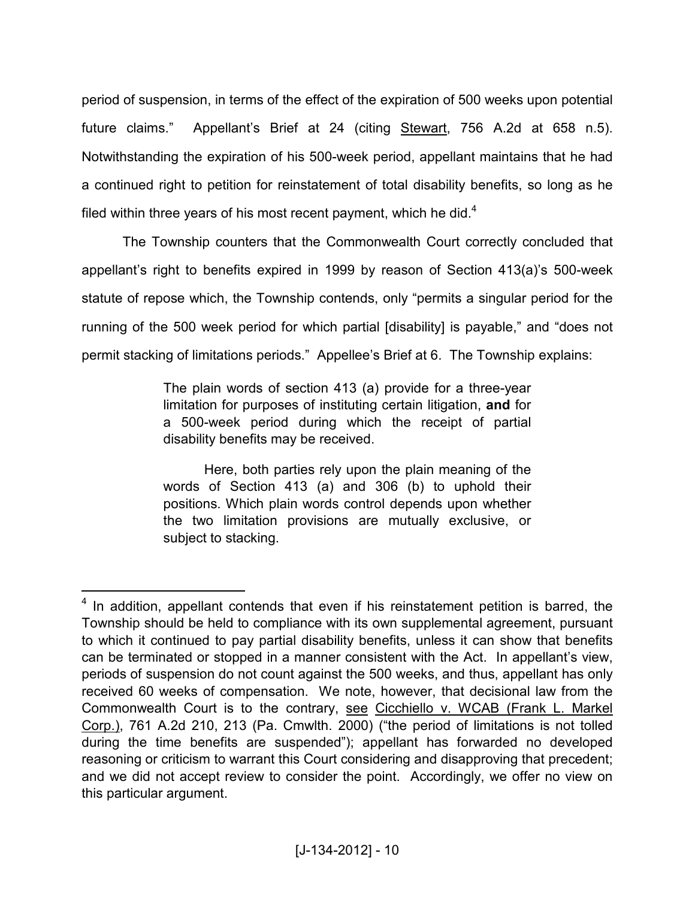period of suspension, in terms of the effect of the expiration of 500 weeks upon potential future claims." Appellant's Brief at 24 (citing Stewart, 756 A.2d at 658 n.5). Notwithstanding the expiration of his 500-week period, appellant maintains that he had a continued right to petition for reinstatement of total disability benefits, so long as he filed within three years of his most recent payment, which he did.[4]

The Township counters that the Commonwealth Court correctly concluded that appellant's right to benefits expired in 1999 by reason of Section 413(a)'s 500-week statute of repose which, the Township contends, only "permits a singular period for the running of the 500 week period for which partial [disability] is payable," and "does not permit stacking of limitations periods." Appellee's Brief at 6. The Township explains:

> The plain words of section 413 (a) provide for a three-year limitation for purposes of instituting certain litigation, **and** for a 500-week period during which the receipt of partial disability benefits may be received.
>
> Here, both parties rely upon the plain meaning of the words of Section 413 (a) and 306 (b) to uphold their positions. Which plain words control depends upon whether the two limitation provisions are mutually exclusive, or subject to stacking.

---

[4] In addition, appellant contends that even if his reinstatement petition is barred, the Township should be held to compliance with its own supplemental agreement, pursuant to which it continued to pay partial disability benefits, unless it can show that benefits can be terminated or stopped in a manner consistent with the Act. In appellant's view, periods of suspension do not count against the 500 weeks, and thus, appellant has only received 60 weeks of compensation. We note, however, that decisional law from the Commonwealth Court is to the contrary, see Cicchiello v. WCAB (Frank L. Markel Corp.), 761 A.2d 210, 213 (Pa. Cmwlth. 2000) ("the period of limitations is not tolled during the time benefits are suspended"); appellant has forwarded no developed reasoning or criticism to warrant this Court considering and disapproving that precedent; and we did not accept review to consider the point. Accordingly, we offer no view on this particular argument.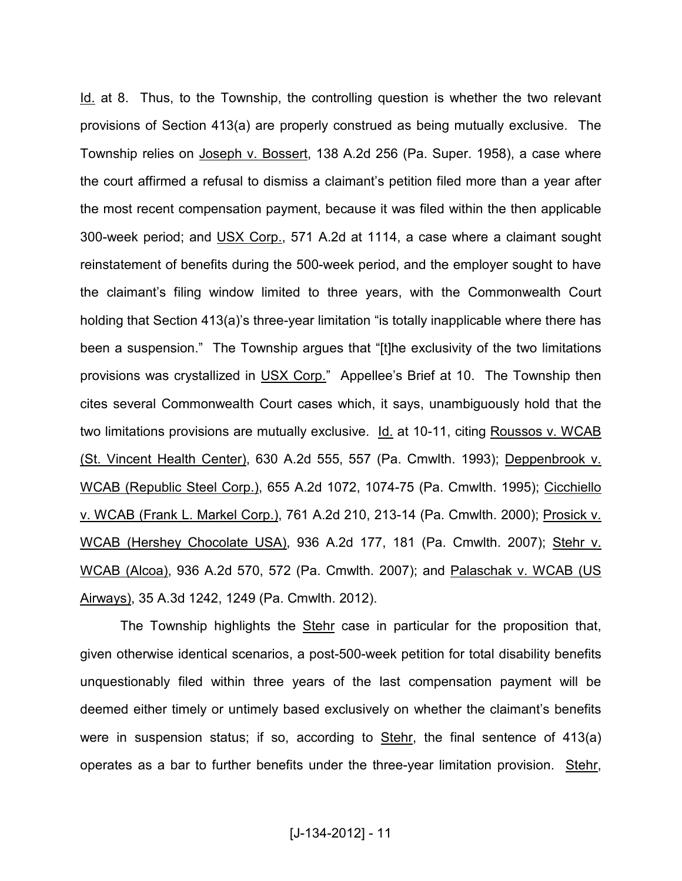Id. at 8. Thus, to the Township, the controlling question is whether the two relevant provisions of Section 413(a) are properly construed as being mutually exclusive. The Township relies on Joseph v. Bossert, 138 A.2d 256 (Pa. Super. 1958), a case where the court affirmed a refusal to dismiss a claimant's petition filed more than a year after the most recent compensation payment, because it was filed within the then applicable 300-week period; and USX Corp., 571 A.2d at 1114, a case where a claimant sought reinstatement of benefits during the 500-week period, and the employer sought to have the claimant's filing window limited to three years, with the Commonwealth Court holding that Section 413(a)'s three-year limitation "is totally inapplicable where there has been a suspension." The Township argues that "[t]he exclusivity of the two limitations provisions was crystallized in USX Corp." Appellee's Brief at 10. The Township then cites several Commonwealth Court cases which, it says, unambiguously hold that the two limitations provisions are mutually exclusive. Id. at 10-11, citing Roussos v. WCAB (St. Vincent Health Center), 630 A.2d 555, 557 (Pa. Cmwlth. 1993); Deppenbrook v. WCAB (Republic Steel Corp.), 655 A.2d 1072, 1074-75 (Pa. Cmwlth. 1995); Cicchiello v. WCAB (Frank L. Markel Corp.), 761 A.2d 210, 213-14 (Pa. Cmwlth. 2000); Prosick v. WCAB (Hershey Chocolate USA), 936 A.2d 177, 181 (Pa. Cmwlth. 2007); Stehr v. WCAB (Alcoa), 936 A.2d 570, 572 (Pa. Cmwlth. 2007); and Palaschak v. WCAB (US Airways), 35 A.3d 1242, 1249 (Pa. Cmwlth. 2012).

The Township highlights the Stehr case in particular for the proposition that, given otherwise identical scenarios, a post-500-week petition for total disability benefits unquestionably filed within three years of the last compensation payment will be deemed either timely or untimely based exclusively on whether the claimant's benefits were in suspension status; if so, according to Stehr, the final sentence of 413(a) operates as a bar to further benefits under the three-year limitation provision. Stehr,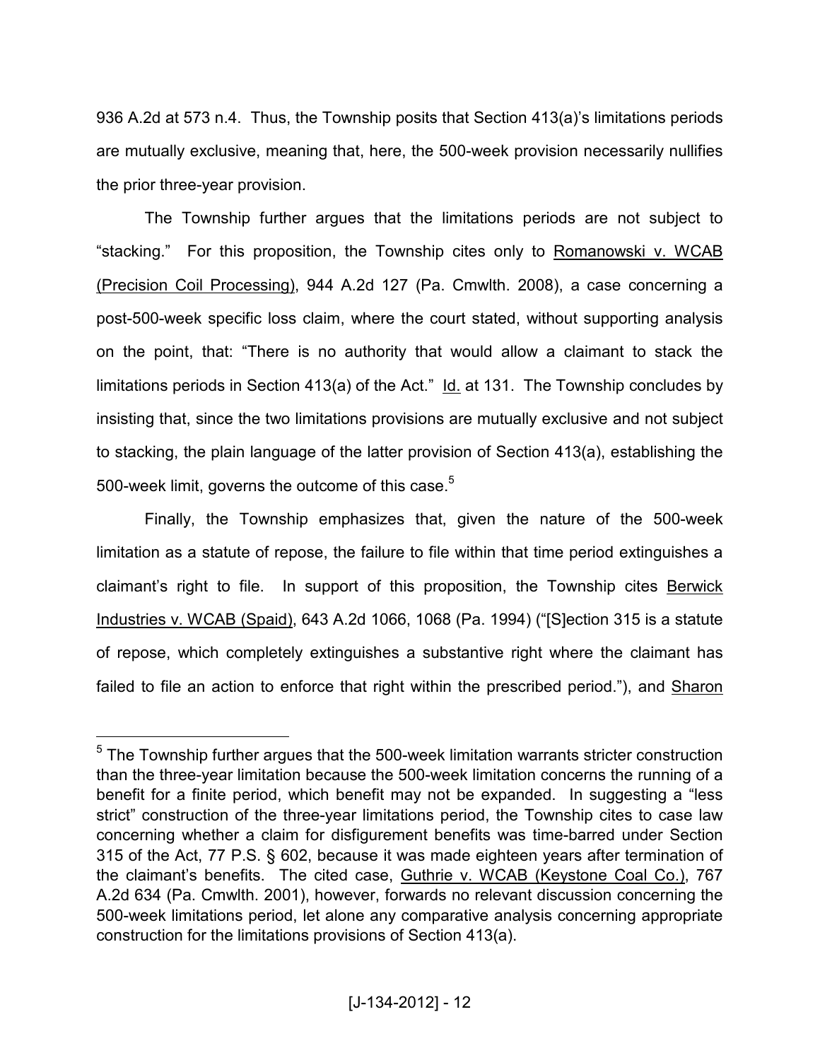936 A.2d at 573 n.4. Thus, the Township posits that Section 413(a)'s limitations periods are mutually exclusive, meaning that, here, the 500-week provision necessarily nullifies the prior three-year provision.

The Township further argues that the limitations periods are not subject to "stacking." For this proposition, the Township cites only to Romanowski v. WCAB (Precision Coil Processing), 944 A.2d 127 (Pa. Cmwlth. 2008), a case concerning a post-500-week specific loss claim, where the court stated, without supporting analysis on the point, that: "There is no authority that would allow a claimant to stack the limitations periods in Section 413(a) of the Act." Id. at 131. The Township concludes by insisting that, since the two limitations provisions are mutually exclusive and not subject to stacking, the plain language of the latter provision of Section 413(a), establishing the 500-week limit, governs the outcome of this case.[5]

Finally, the Township emphasizes that, given the nature of the 500-week limitation as a statute of repose, the failure to file within that time period extinguishes a claimant's right to file. In support of this proposition, the Township cites Berwick Industries v. WCAB (Spaid), 643 A.2d 1066, 1068 (Pa. 1994) ("[S]ection 315 is a statute of repose, which completely extinguishes a substantive right where the claimant has failed to file an action to enforce that right within the prescribed period."), and Sharon

---

[5] The Township further argues that the 500-week limitation warrants stricter construction than the three-year limitation because the 500-week limitation concerns the running of a benefit for a finite period, which benefit may not be expanded. In suggesting a "less strict" construction of the three-year limitations period, the Township cites to case law concerning whether a claim for disfigurement benefits was time-barred under Section 315 of the Act, 77 P.S. § 602, because it was made eighteen years after termination of the claimant's benefits. The cited case, Guthrie v. WCAB (Keystone Coal Co.), 767 A.2d 634 (Pa. Cmwlth. 2001), however, forwards no relevant discussion concerning the 500-week limitations period, let alone any comparative analysis concerning appropriate construction for the limitations provisions of Section 413(a).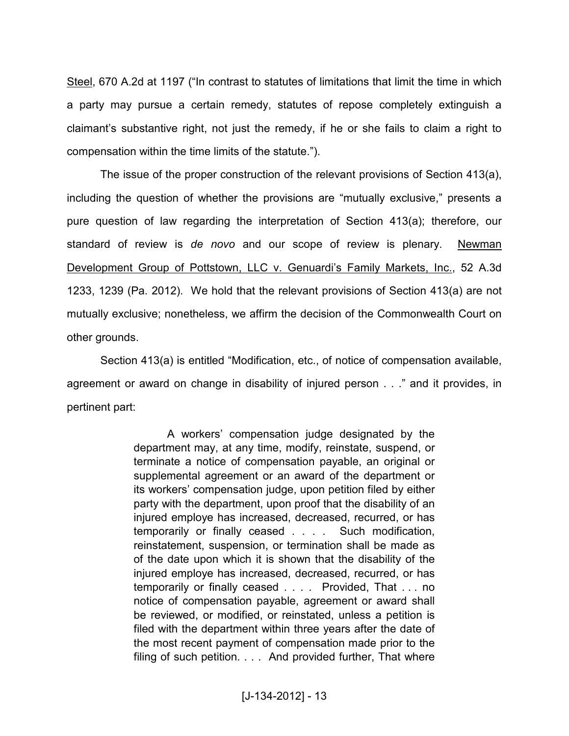Steel, 670 A.2d at 1197 ("In contrast to statutes of limitations that limit the time in which a party may pursue a certain remedy, statutes of repose completely extinguish a claimant's substantive right, not just the remedy, if he or she fails to claim a right to compensation within the time limits of the statute.").

The issue of the proper construction of the relevant provisions of Section 413(a), including the question of whether the provisions are "mutually exclusive," presents a pure question of law regarding the interpretation of Section 413(a); therefore, our standard of review is *de novo* and our scope of review is plenary. Newman Development Group of Pottstown, LLC v. Genuardi's Family Markets, Inc., 52 A.3d 1233, 1239 (Pa. 2012). We hold that the relevant provisions of Section 413(a) are not mutually exclusive; nonetheless, we affirm the decision of the Commonwealth Court on other grounds.

Section 413(a) is entitled "Modification, etc., of notice of compensation available, agreement or award on change in disability of injured person . . ." and it provides, in pertinent part:

> A workers' compensation judge designated by the department may, at any time, modify, reinstate, suspend, or terminate a notice of compensation payable, an original or supplemental agreement or an award of the department or its workers' compensation judge, upon petition filed by either party with the department, upon proof that the disability of an injured employe has increased, decreased, recurred, or has temporarily or finally ceased . . . . Such modification, reinstatement, suspension, or termination shall be made as of the date upon which it is shown that the disability of the injured employe has increased, decreased, recurred, or has temporarily or finally ceased . . . . Provided, That . . . no notice of compensation payable, agreement or award shall be reviewed, or modified, or reinstated, unless a petition is filed with the department within three years after the date of the most recent payment of compensation made prior to the filing of such petition. . . . And provided further, That where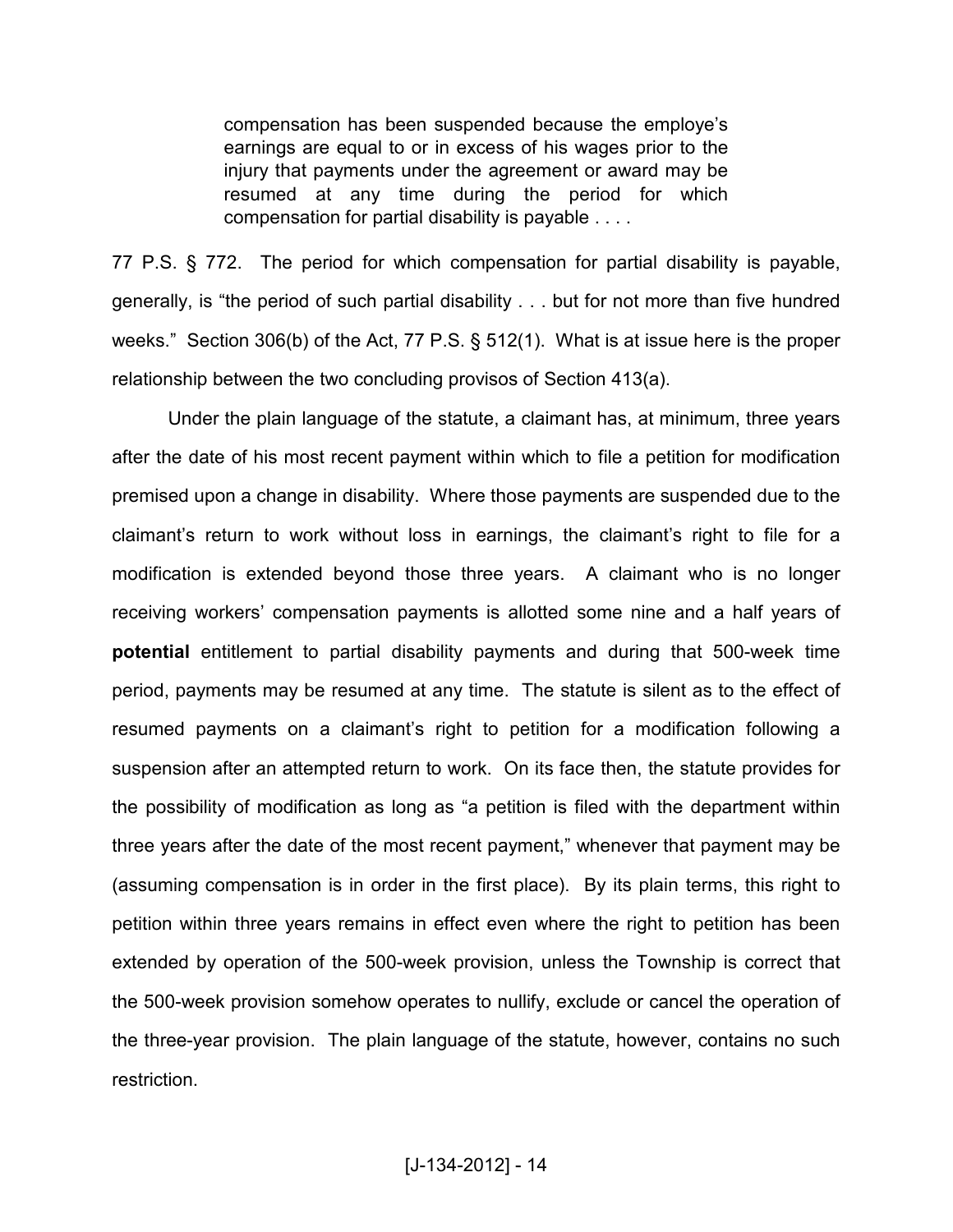> compensation has been suspended because the employe's earnings are equal to or in excess of his wages prior to the injury that payments under the agreement or award may be resumed at any time during the period for which compensation for partial disability is payable . . . .

77 P.S. § 772. The period for which compensation for partial disability is payable, generally, is "the period of such partial disability . . . but for not more than five hundred weeks." Section 306(b) of the Act, 77 P.S. § 512(1). What is at issue here is the proper relationship between the two concluding provisos of Section 413(a).

Under the plain language of the statute, a claimant has, at minimum, three years after the date of his most recent payment within which to file a petition for modification premised upon a change in disability. Where those payments are suspended due to the claimant's return to work without loss in earnings, the claimant's right to file for a modification is extended beyond those three years. A claimant who is no longer receiving workers' compensation payments is allotted some nine and a half years of **potential** entitlement to partial disability payments and during that 500-week time period, payments may be resumed at any time. The statute is silent as to the effect of resumed payments on a claimant's right to petition for a modification following a suspension after an attempted return to work. On its face then, the statute provides for the possibility of modification as long as "a petition is filed with the department within three years after the date of the most recent payment," whenever that payment may be (assuming compensation is in order in the first place). By its plain terms, this right to petition within three years remains in effect even where the right to petition has been extended by operation of the 500-week provision, unless the Township is correct that the 500-week provision somehow operates to nullify, exclude or cancel the operation of the three-year provision. The plain language of the statute, however, contains no such restriction.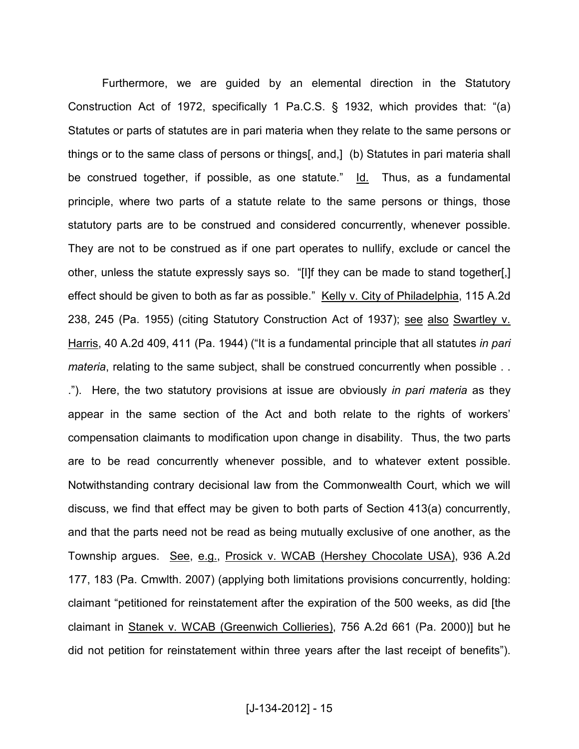Furthermore, we are guided by an elemental direction in the Statutory Construction Act of 1972, specifically 1 Pa.C.S. § 1932, which provides that: "(a) Statutes or parts of statutes are in pari materia when they relate to the same persons or things or to the same class of persons or things[, and,] (b) Statutes in pari materia shall be construed together, if possible, as one statute." Id. Thus, as a fundamental principle, where two parts of a statute relate to the same persons or things, those statutory parts are to be construed and considered concurrently, whenever possible. They are not to be construed as if one part operates to nullify, exclude or cancel the other, unless the statute expressly says so. "[I]f they can be made to stand together[,] effect should be given to both as far as possible." Kelly v. City of Philadelphia, 115 A.2d 238, 245 (Pa. 1955) (citing Statutory Construction Act of 1937); see also Swartley v. Harris, 40 A.2d 409, 411 (Pa. 1944) ("It is a fundamental principle that all statutes *in pari materia*, relating to the same subject, shall be construed concurrently when possible . . ."). Here, the two statutory provisions at issue are obviously *in pari materia* as they appear in the same section of the Act and both relate to the rights of workers' compensation claimants to modification upon change in disability. Thus, the two parts are to be read concurrently whenever possible, and to whatever extent possible. Notwithstanding contrary decisional law from the Commonwealth Court, which we will discuss, we find that effect may be given to both parts of Section 413(a) concurrently, and that the parts need not be read as being mutually exclusive of one another, as the Township argues. See, e.g., Prosick v. WCAB (Hershey Chocolate USA), 936 A.2d 177, 183 (Pa. Cmwlth. 2007) (applying both limitations provisions concurrently, holding: claimant "petitioned for reinstatement after the expiration of the 500 weeks, as did [the claimant in Stanek v. WCAB (Greenwich Collieries), 756 A.2d 661 (Pa. 2000)] but he did not petition for reinstatement within three years after the last receipt of benefits").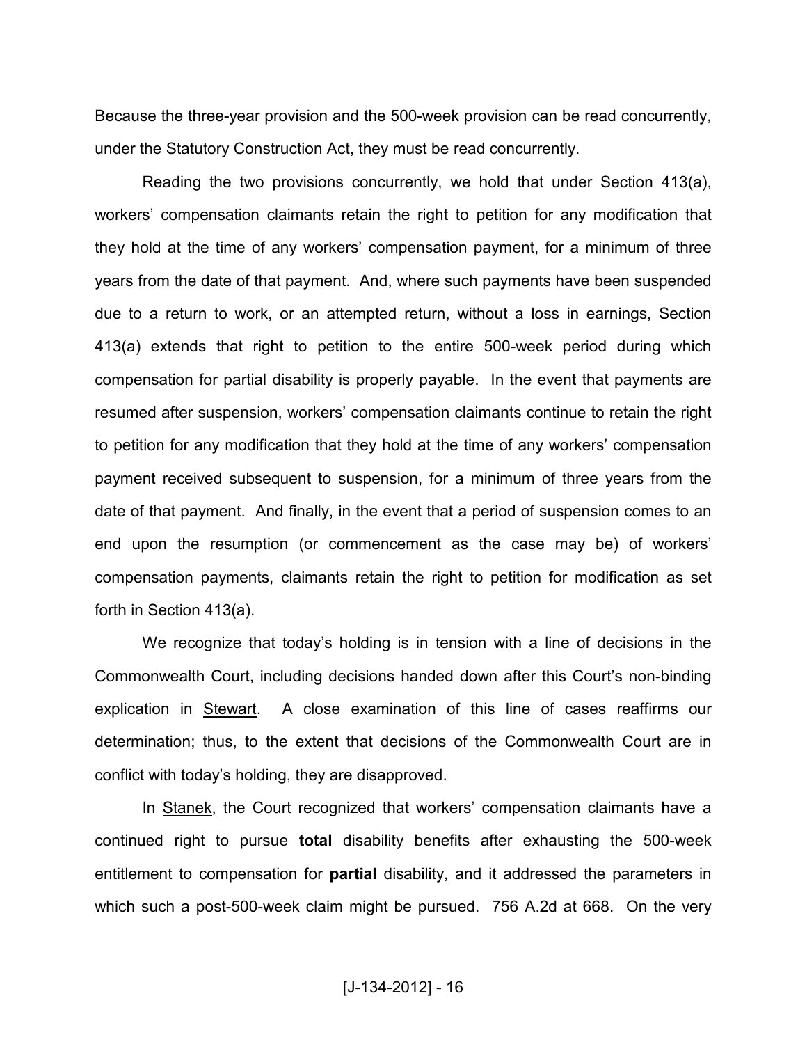Because the three-year provision and the 500-week provision can be read concurrently, under the Statutory Construction Act, they must be read concurrently.

Reading the two provisions concurrently, we hold that under Section 413(a), workers' compensation claimants retain the right to petition for any modification that they hold at the time of any workers' compensation payment, for a minimum of three years from the date of that payment. And, where such payments have been suspended due to a return to work, or an attempted return, without a loss in earnings, Section 413(a) extends that right to petition to the entire 500-week period during which compensation for partial disability is properly payable. In the event that payments are resumed after suspension, workers' compensation claimants continue to retain the right to petition for any modification that they hold at the time of any workers' compensation payment received subsequent to suspension, for a minimum of three years from the date of that payment. And finally, in the event that a period of suspension comes to an end upon the resumption (or commencement as the case may be) of workers' compensation payments, claimants retain the right to petition for modification as set forth in Section 413(a).

We recognize that today's holding is in tension with a line of decisions in the Commonwealth Court, including decisions handed down after this Court's non-binding explication in Stewart. A close examination of this line of cases reaffirms our determination; thus, to the extent that decisions of the Commonwealth Court are in conflict with today's holding, they are disapproved.

In Stanek, the Court recognized that workers' compensation claimants have a continued right to pursue **total** disability benefits after exhausting the 500-week entitlement to compensation for **partial** disability, and it addressed the parameters in which such a post-500-week claim might be pursued. 756 A.2d at 668. On the very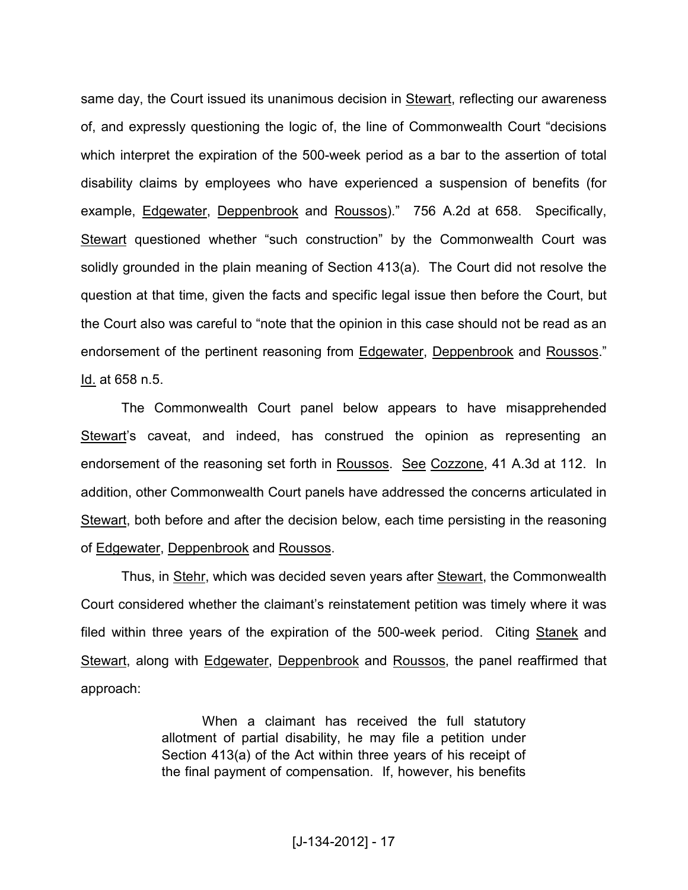same day, the Court issued its unanimous decision in Stewart, reflecting our awareness of, and expressly questioning the logic of, the line of Commonwealth Court "decisions which interpret the expiration of the 500-week period as a bar to the assertion of total disability claims by employees who have experienced a suspension of benefits (for example, Edgewater, Deppenbrook and Roussos)." 756 A.2d at 658. Specifically, Stewart questioned whether "such construction" by the Commonwealth Court was solidly grounded in the plain meaning of Section 413(a). The Court did not resolve the question at that time, given the facts and specific legal issue then before the Court, but the Court also was careful to "note that the opinion in this case should not be read as an endorsement of the pertinent reasoning from Edgewater, Deppenbrook and Roussos." Id. at 658 n.5.

The Commonwealth Court panel below appears to have misapprehended Stewart's caveat, and indeed, has construed the opinion as representing an endorsement of the reasoning set forth in Roussos. See Cozzone, 41 A.3d at 112. In addition, other Commonwealth Court panels have addressed the concerns articulated in Stewart, both before and after the decision below, each time persisting in the reasoning of Edgewater, Deppenbrook and Roussos.

Thus, in Stehr, which was decided seven years after Stewart, the Commonwealth Court considered whether the claimant's reinstatement petition was timely where it was filed within three years of the expiration of the 500-week period. Citing Stanek and Stewart, along with Edgewater, Deppenbrook and Roussos, the panel reaffirmed that approach:

> When a claimant has received the full statutory allotment of partial disability, he may file a petition under Section 413(a) of the Act within three years of his receipt of the final payment of compensation. If, however, his benefits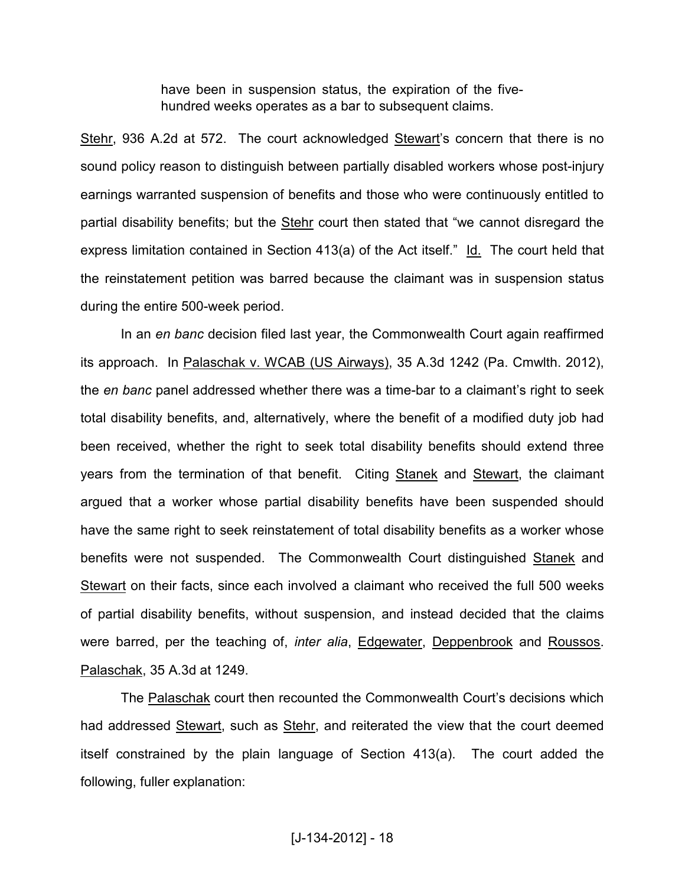> have been in suspension status, the expiration of the five-hundred weeks operates as a bar to subsequent claims.

Stehr, 936 A.2d at 572. The court acknowledged Stewart's concern that there is no sound policy reason to distinguish between partially disabled workers whose post-injury earnings warranted suspension of benefits and those who were continuously entitled to partial disability benefits; but the Stehr court then stated that "we cannot disregard the express limitation contained in Section 413(a) of the Act itself." Id. The court held that the reinstatement petition was barred because the claimant was in suspension status during the entire 500-week period.

In an *en banc* decision filed last year, the Commonwealth Court again reaffirmed its approach. In Palaschak v. WCAB (US Airways), 35 A.3d 1242 (Pa. Cmwlth. 2012), the *en banc* panel addressed whether there was a time-bar to a claimant's right to seek total disability benefits, and, alternatively, where the benefit of a modified duty job had been received, whether the right to seek total disability benefits should extend three years from the termination of that benefit. Citing Stanek and Stewart, the claimant argued that a worker whose partial disability benefits have been suspended should have the same right to seek reinstatement of total disability benefits as a worker whose benefits were not suspended. The Commonwealth Court distinguished Stanek and Stewart on their facts, since each involved a claimant who received the full 500 weeks of partial disability benefits, without suspension, and instead decided that the claims were barred, per the teaching of, *inter alia*, Edgewater, Deppenbrook and Roussos. Palaschak, 35 A.3d at 1249.

The Palaschak court then recounted the Commonwealth Court's decisions which had addressed Stewart, such as Stehr, and reiterated the view that the court deemed itself constrained by the plain language of Section 413(a). The court added the following, fuller explanation: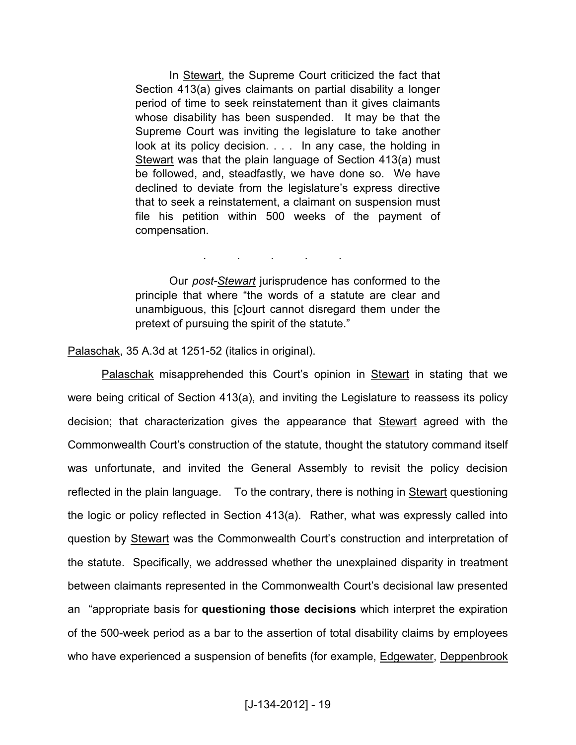> In Stewart, the Supreme Court criticized the fact that Section 413(a) gives claimants on partial disability a longer period of time to seek reinstatement than it gives claimants whose disability has been suspended. It may be that the Supreme Court was inviting the legislature to take another look at its policy decision. . . . In any case, the holding in Stewart was that the plain language of Section 413(a) must be followed, and, steadfastly, we have done so. We have declined to deviate from the legislature's express directive that to seek a reinstatement, a claimant on suspension must file his petition within 500 weeks of the payment of compensation.
>
> . . . . .
>
> Our *post-Stewart* jurisprudence has conformed to the principle that where "the words of a statute are clear and unambiguous, this [c]ourt cannot disregard them under the pretext of pursuing the spirit of the statute."

Palaschak, 35 A.3d at 1251-52 (italics in original).

Palaschak misapprehended this Court's opinion in Stewart in stating that we were being critical of Section 413(a), and inviting the Legislature to reassess its policy decision; that characterization gives the appearance that Stewart agreed with the Commonwealth Court's construction of the statute, thought the statutory command itself was unfortunate, and invited the General Assembly to revisit the policy decision reflected in the plain language. To the contrary, there is nothing in Stewart questioning the logic or policy reflected in Section 413(a). Rather, what was expressly called into question by Stewart was the Commonwealth Court's construction and interpretation of the statute. Specifically, we addressed whether the unexplained disparity in treatment between claimants represented in the Commonwealth Court's decisional law presented an "appropriate basis for **questioning those decisions** which interpret the expiration of the 500-week period as a bar to the assertion of total disability claims by employees who have experienced a suspension of benefits (for example, Edgewater, Deppenbrook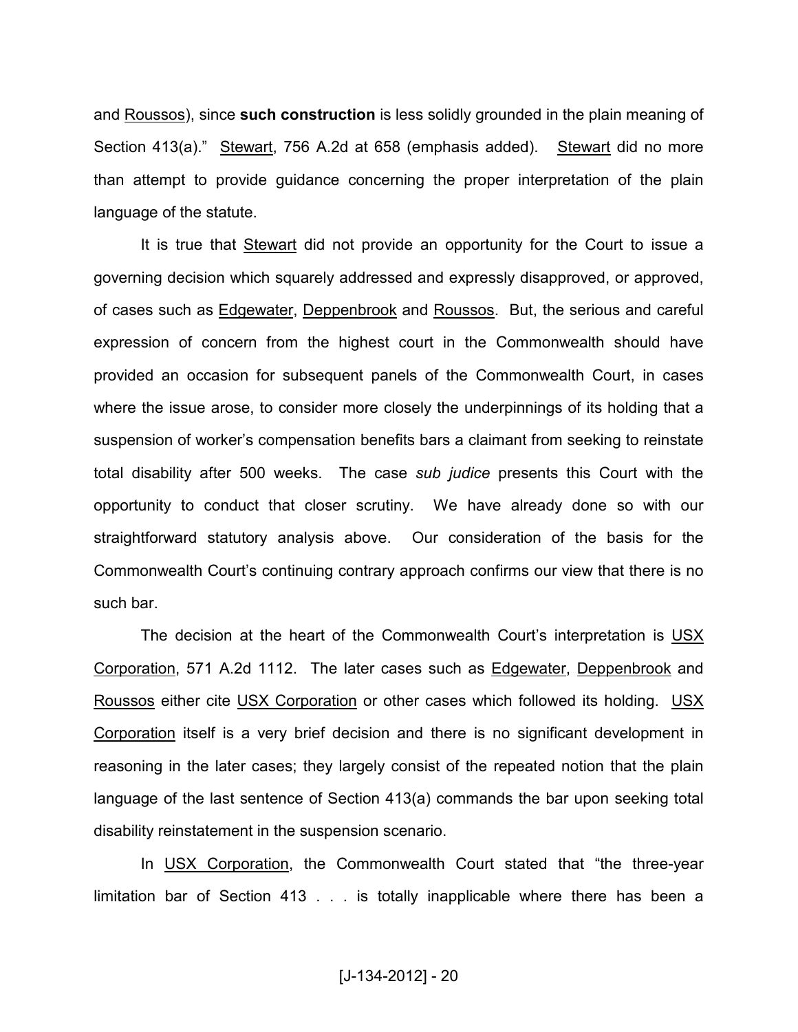and Roussos), since **such construction** is less solidly grounded in the plain meaning of Section 413(a)." Stewart, 756 A.2d at 658 (emphasis added). Stewart did no more than attempt to provide guidance concerning the proper interpretation of the plain language of the statute.

It is true that Stewart did not provide an opportunity for the Court to issue a governing decision which squarely addressed and expressly disapproved, or approved, of cases such as Edgewater, Deppenbrook and Roussos. But, the serious and careful expression of concern from the highest court in the Commonwealth should have provided an occasion for subsequent panels of the Commonwealth Court, in cases where the issue arose, to consider more closely the underpinnings of its holding that a suspension of worker's compensation benefits bars a claimant from seeking to reinstate total disability after 500 weeks. The case *sub judice* presents this Court with the opportunity to conduct that closer scrutiny. We have already done so with our straightforward statutory analysis above. Our consideration of the basis for the Commonwealth Court's continuing contrary approach confirms our view that there is no such bar.

The decision at the heart of the Commonwealth Court's interpretation is USX Corporation, 571 A.2d 1112. The later cases such as Edgewater, Deppenbrook and Roussos either cite USX Corporation or other cases which followed its holding. USX Corporation itself is a very brief decision and there is no significant development in reasoning in the later cases; they largely consist of the repeated notion that the plain language of the last sentence of Section 413(a) commands the bar upon seeking total disability reinstatement in the suspension scenario.

In USX Corporation, the Commonwealth Court stated that "the three-year limitation bar of Section 413 . . . is totally inapplicable where there has been a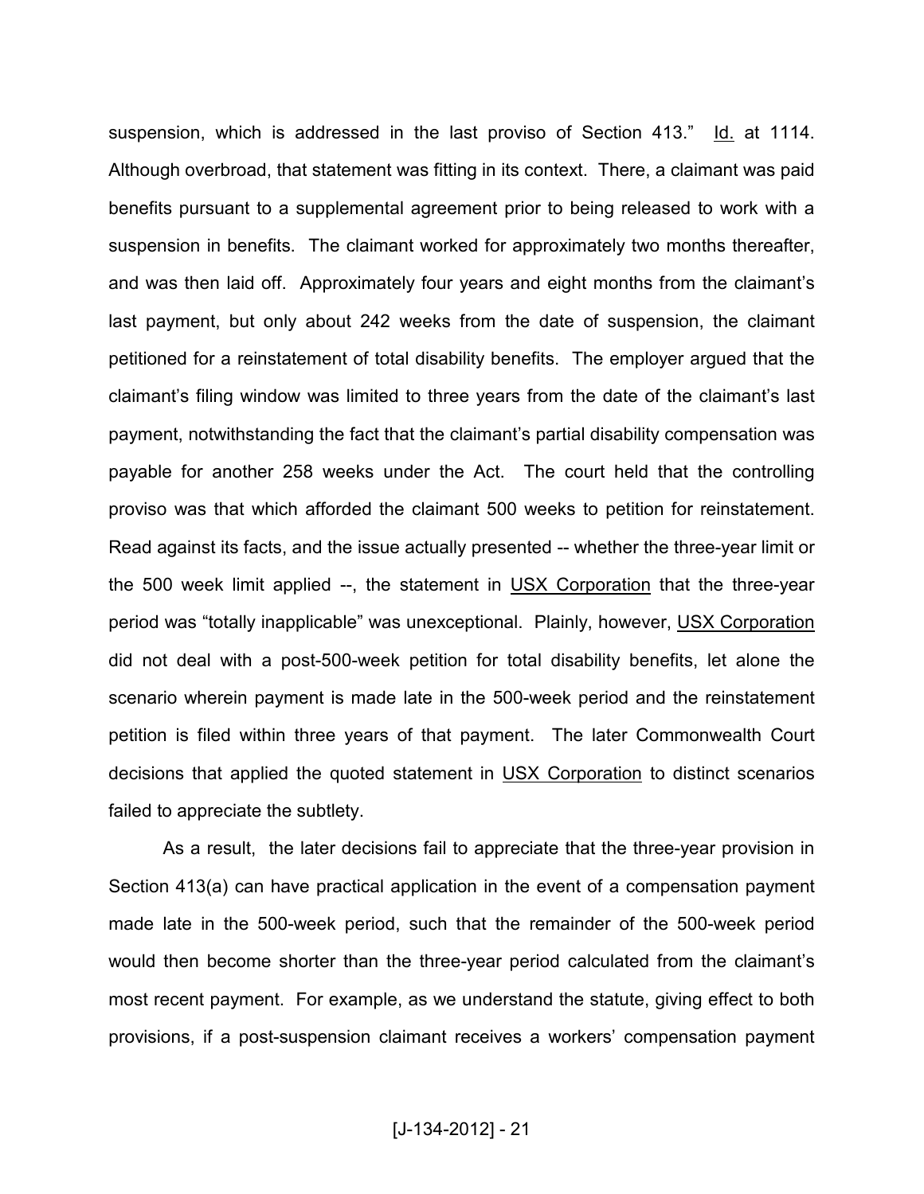suspension, which is addressed in the last proviso of Section 413." Id. at 1114. Although overbroad, that statement was fitting in its context. There, a claimant was paid benefits pursuant to a supplemental agreement prior to being released to work with a suspension in benefits. The claimant worked for approximately two months thereafter, and was then laid off. Approximately four years and eight months from the claimant's last payment, but only about 242 weeks from the date of suspension, the claimant petitioned for a reinstatement of total disability benefits. The employer argued that the claimant's filing window was limited to three years from the date of the claimant's last payment, notwithstanding the fact that the claimant's partial disability compensation was payable for another 258 weeks under the Act. The court held that the controlling proviso was that which afforded the claimant 500 weeks to petition for reinstatement. Read against its facts, and the issue actually presented -- whether the three-year limit or the 500 week limit applied --, the statement in USX Corporation that the three-year period was "totally inapplicable" was unexceptional. Plainly, however, USX Corporation did not deal with a post-500-week petition for total disability benefits, let alone the scenario wherein payment is made late in the 500-week period and the reinstatement petition is filed within three years of that payment. The later Commonwealth Court decisions that applied the quoted statement in USX Corporation to distinct scenarios failed to appreciate the subtlety.

As a result, the later decisions fail to appreciate that the three-year provision in Section 413(a) can have practical application in the event of a compensation payment made late in the 500-week period, such that the remainder of the 500-week period would then become shorter than the three-year period calculated from the claimant's most recent payment. For example, as we understand the statute, giving effect to both provisions, if a post-suspension claimant receives a workers' compensation payment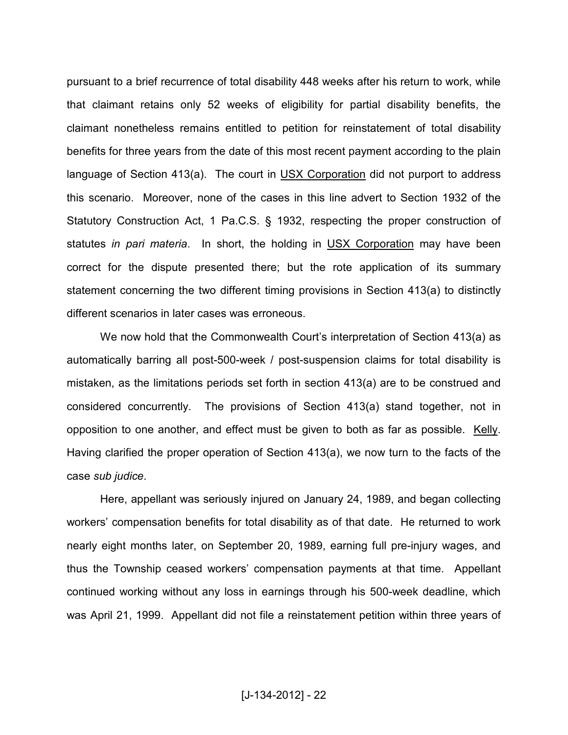pursuant to a brief recurrence of total disability 448 weeks after his return to work, while that claimant retains only 52 weeks of eligibility for partial disability benefits, the claimant nonetheless remains entitled to petition for reinstatement of total disability benefits for three years from the date of this most recent payment according to the plain language of Section 413(a). The court in USX Corporation did not purport to address this scenario. Moreover, none of the cases in this line advert to Section 1932 of the Statutory Construction Act, 1 Pa.C.S. § 1932, respecting the proper construction of statutes *in pari materia*. In short, the holding in USX Corporation may have been correct for the dispute presented there; but the rote application of its summary statement concerning the two different timing provisions in Section 413(a) to distinctly different scenarios in later cases was erroneous.

We now hold that the Commonwealth Court's interpretation of Section 413(a) as automatically barring all post-500-week / post-suspension claims for total disability is mistaken, as the limitations periods set forth in section 413(a) are to be construed and considered concurrently. The provisions of Section 413(a) stand together, not in opposition to one another, and effect must be given to both as far as possible. Kelly. Having clarified the proper operation of Section 413(a), we now turn to the facts of the case *sub judice*.

Here, appellant was seriously injured on January 24, 1989, and began collecting workers' compensation benefits for total disability as of that date. He returned to work nearly eight months later, on September 20, 1989, earning full pre-injury wages, and thus the Township ceased workers' compensation payments at that time. Appellant continued working without any loss in earnings through his 500-week deadline, which was April 21, 1999. Appellant did not file a reinstatement petition within three years of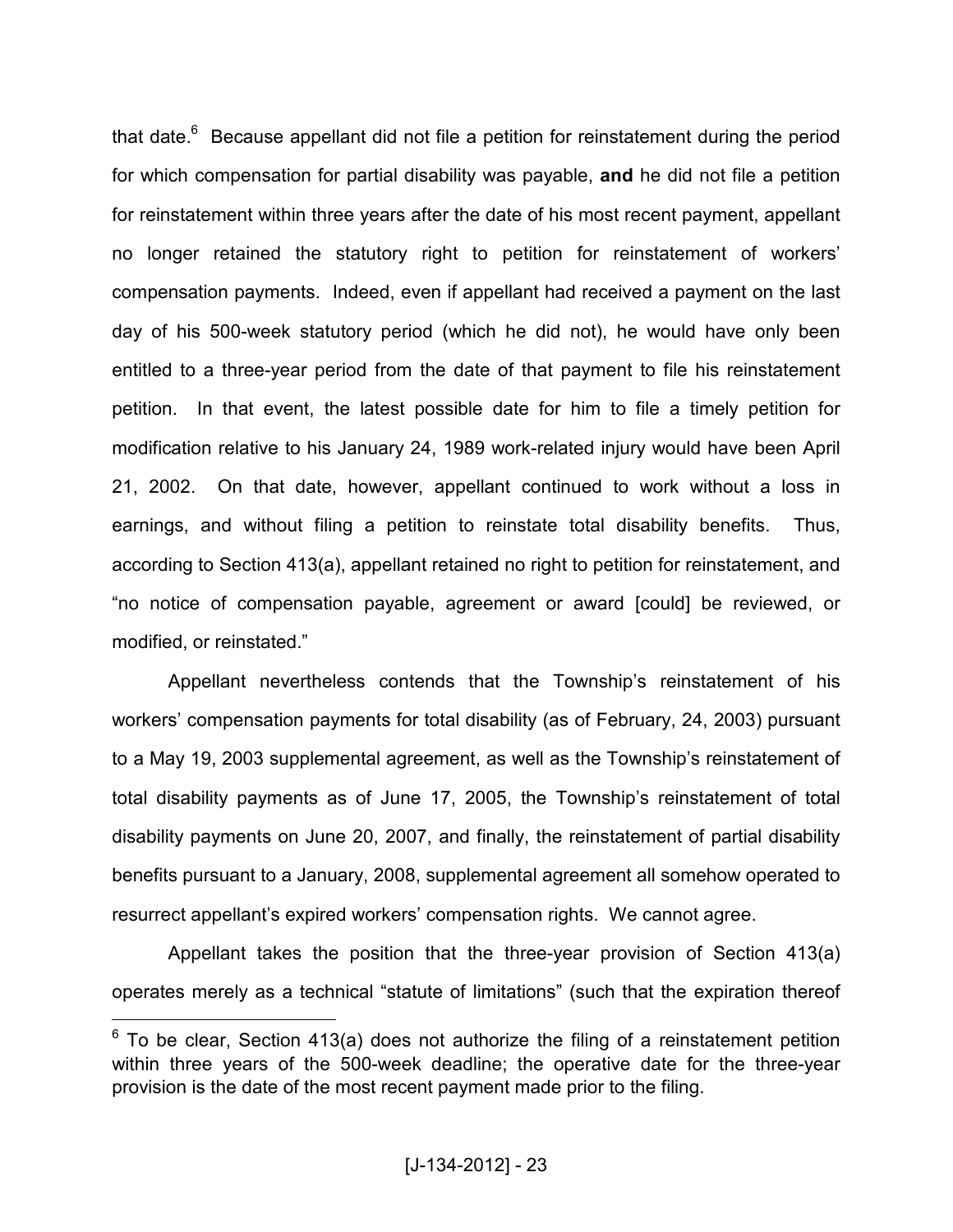that date.[6] Because appellant did not file a petition for reinstatement during the period for which compensation for partial disability was payable, **and** he did not file a petition for reinstatement within three years after the date of his most recent payment, appellant no longer retained the statutory right to petition for reinstatement of workers' compensation payments. Indeed, even if appellant had received a payment on the last day of his 500-week statutory period (which he did not), he would have only been entitled to a three-year period from the date of that payment to file his reinstatement petition. In that event, the latest possible date for him to file a timely petition for modification relative to his January 24, 1989 work-related injury would have been April 21, 2002. On that date, however, appellant continued to work without a loss in earnings, and without filing a petition to reinstate total disability benefits. Thus, according to Section 413(a), appellant retained no right to petition for reinstatement, and "no notice of compensation payable, agreement or award [could] be reviewed, or modified, or reinstated."

Appellant nevertheless contends that the Township's reinstatement of his workers' compensation payments for total disability (as of February, 24, 2003) pursuant to a May 19, 2003 supplemental agreement, as well as the Township's reinstatement of total disability payments as of June 17, 2005, the Township's reinstatement of total disability payments on June 20, 2007, and finally, the reinstatement of partial disability benefits pursuant to a January, 2008, supplemental agreement all somehow operated to resurrect appellant's expired workers' compensation rights. We cannot agree.

Appellant takes the position that the three-year provision of Section 413(a) operates merely as a technical "statute of limitations" (such that the expiration thereof

[6] To be clear, Section 413(a) does not authorize the filing of a reinstatement petition within three years of the 500-week deadline; the operative date for the three-year provision is the date of the most recent payment made prior to the filing.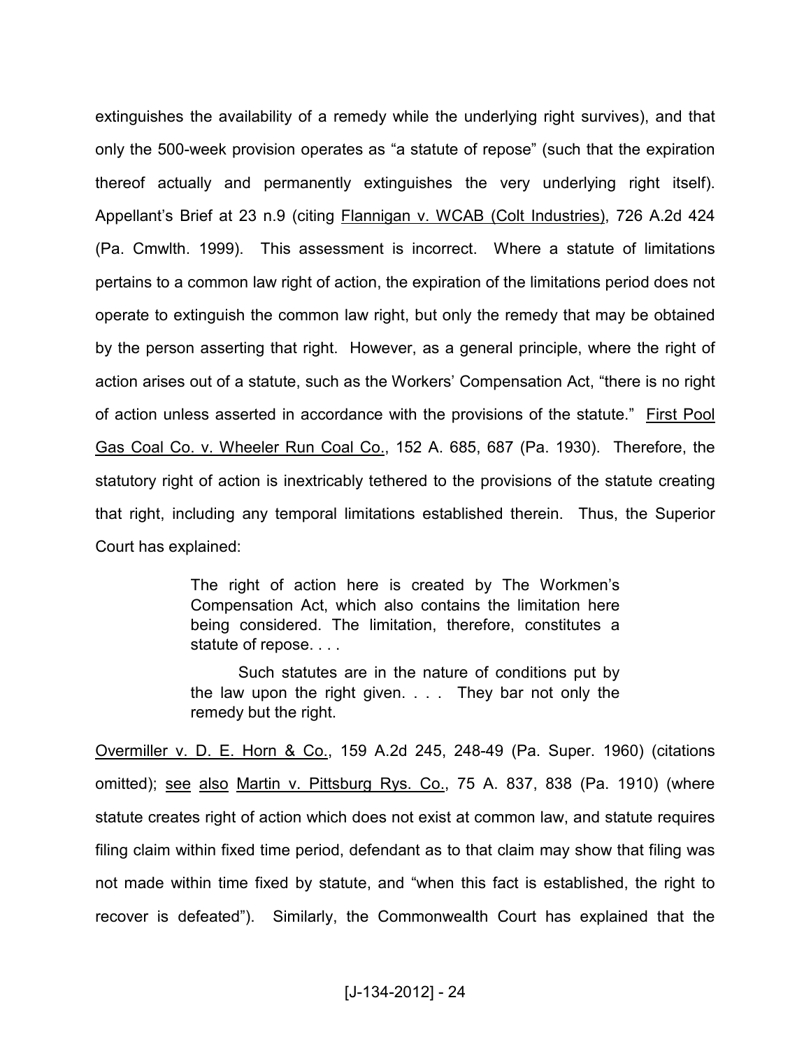extinguishes the availability of a remedy while the underlying right survives), and that only the 500-week provision operates as "a statute of repose" (such that the expiration thereof actually and permanently extinguishes the very underlying right itself). Appellant's Brief at 23 n.9 (citing Flannigan v. WCAB (Colt Industries), 726 A.2d 424 (Pa. Cmwlth. 1999). This assessment is incorrect. Where a statute of limitations pertains to a common law right of action, the expiration of the limitations period does not operate to extinguish the common law right, but only the remedy that may be obtained by the person asserting that right. However, as a general principle, where the right of action arises out of a statute, such as the Workers' Compensation Act, "there is no right of action unless asserted in accordance with the provisions of the statute." First Pool Gas Coal Co. v. Wheeler Run Coal Co., 152 A. 685, 687 (Pa. 1930). Therefore, the statutory right of action is inextricably tethered to the provisions of the statute creating that right, including any temporal limitations established therein. Thus, the Superior Court has explained:

> The right of action here is created by The Workmen's Compensation Act, which also contains the limitation here being considered. The limitation, therefore, constitutes a statute of repose. . . .
>
> Such statutes are in the nature of conditions put by the law upon the right given. . . . They bar not only the remedy but the right.

Overmiller v. D. E. Horn & Co., 159 A.2d 245, 248-49 (Pa. Super. 1960) (citations omitted); see also Martin v. Pittsburg Rys. Co., 75 A. 837, 838 (Pa. 1910) (where statute creates right of action which does not exist at common law, and statute requires filing claim within fixed time period, defendant as to that claim may show that filing was not made within time fixed by statute, and "when this fact is established, the right to recover is defeated"). Similarly, the Commonwealth Court has explained that the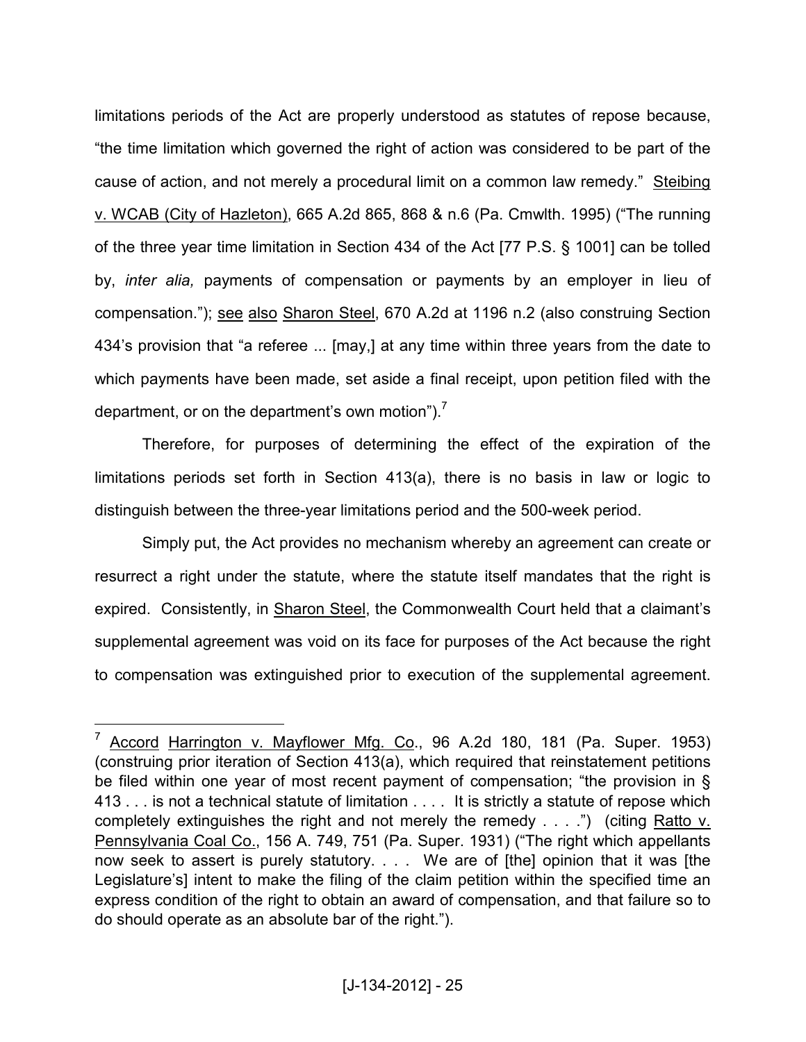limitations periods of the Act are properly understood as statutes of repose because, "the time limitation which governed the right of action was considered to be part of the cause of action, and not merely a procedural limit on a common law remedy." Steibing v. WCAB (City of Hazleton), 665 A.2d 865, 868 & n.6 (Pa. Cmwlth. 1995) ("The running of the three year time limitation in Section 434 of the Act [77 P.S. § 1001] can be tolled by, *inter alia,* payments of compensation or payments by an employer in lieu of compensation."); see also Sharon Steel, 670 A.2d at 1196 n.2 (also construing Section 434's provision that "a referee ... [may,] at any time within three years from the date to which payments have been made, set aside a final receipt, upon petition filed with the department, or on the department's own motion").[7]

Therefore, for purposes of determining the effect of the expiration of the limitations periods set forth in Section 413(a), there is no basis in law or logic to distinguish between the three-year limitations period and the 500-week period.

Simply put, the Act provides no mechanism whereby an agreement can create or resurrect a right under the statute, where the statute itself mandates that the right is expired. Consistently, in Sharon Steel, the Commonwealth Court held that a claimant's supplemental agreement was void on its face for purposes of the Act because the right to compensation was extinguished prior to execution of the supplemental agreement.

---

[7] Accord Harrington v. Mayflower Mfg. Co., 96 A.2d 180, 181 (Pa. Super. 1953) (construing prior iteration of Section 413(a), which required that reinstatement petitions be filed within one year of most recent payment of compensation; "the provision in § 413 . . . is not a technical statute of limitation . . . . It is strictly a statute of repose which completely extinguishes the right and not merely the remedy . . . .") (citing Ratto v. Pennsylvania Coal Co., 156 A. 749, 751 (Pa. Super. 1931) ("The right which appellants now seek to assert is purely statutory. . . . We are of [the] opinion that it was [the Legislature's] intent to make the filing of the claim petition within the specified time an express condition of the right to obtain an award of compensation, and that failure so to do should operate as an absolute bar of the right.").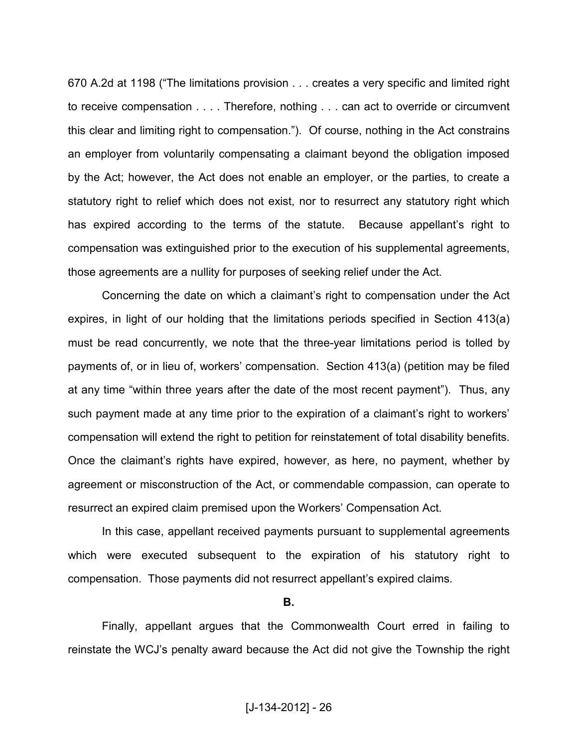670 A.2d at 1198 ("The limitations provision . . . creates a very specific and limited right to receive compensation . . . . Therefore, nothing . . . can act to override or circumvent this clear and limiting right to compensation."). Of course, nothing in the Act constrains an employer from voluntarily compensating a claimant beyond the obligation imposed by the Act; however, the Act does not enable an employer, or the parties, to create a statutory right to relief which does not exist, nor to resurrect any statutory right which has expired according to the terms of the statute. Because appellant's right to compensation was extinguished prior to the execution of his supplemental agreements, those agreements are a nullity for purposes of seeking relief under the Act.

Concerning the date on which a claimant's right to compensation under the Act expires, in light of our holding that the limitations periods specified in Section 413(a) must be read concurrently, we note that the three-year limitations period is tolled by payments of, or in lieu of, workers' compensation. Section 413(a) (petition may be filed at any time "within three years after the date of the most recent payment"). Thus, any such payment made at any time prior to the expiration of a claimant's right to workers' compensation will extend the right to petition for reinstatement of total disability benefits. Once the claimant's rights have expired, however, as here, no payment, whether by agreement or misconstruction of the Act, or commendable compassion, can operate to resurrect an expired claim premised upon the Workers' Compensation Act.

In this case, appellant received payments pursuant to supplemental agreements which were executed subsequent to the expiration of his statutory right to compensation. Those payments did not resurrect appellant's expired claims.

**B.**

Finally, appellant argues that the Commonwealth Court erred in failing to reinstate the WCJ's penalty award because the Act did not give the Township the right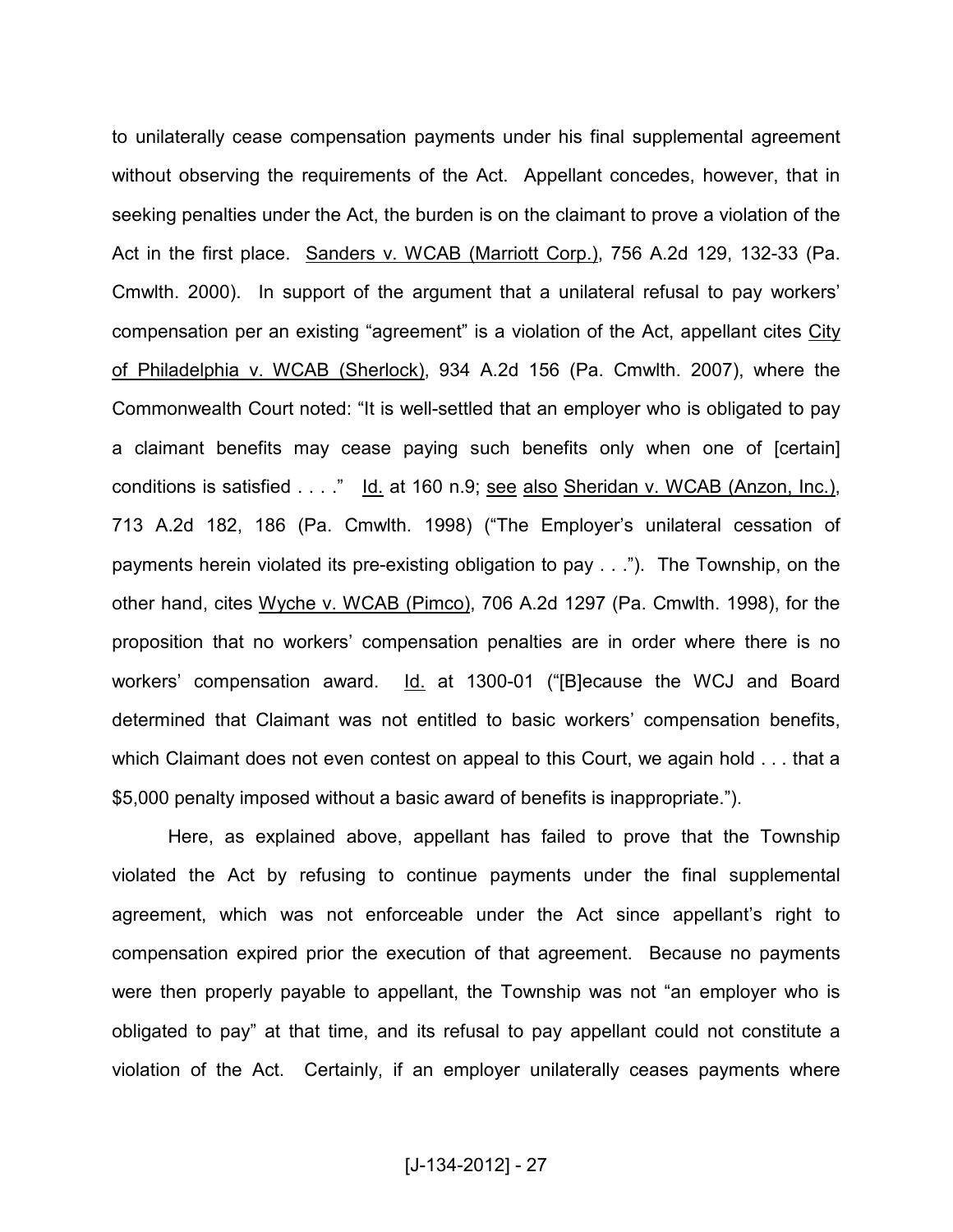to unilaterally cease compensation payments under his final supplemental agreement without observing the requirements of the Act. Appellant concedes, however, that in seeking penalties under the Act, the burden is on the claimant to prove a violation of the Act in the first place. Sanders v. WCAB (Marriott Corp.), 756 A.2d 129, 132-33 (Pa. Cmwlth. 2000). In support of the argument that a unilateral refusal to pay workers' compensation per an existing "agreement" is a violation of the Act, appellant cites City of Philadelphia v. WCAB (Sherlock), 934 A.2d 156 (Pa. Cmwlth. 2007), where the Commonwealth Court noted: "It is well-settled that an employer who is obligated to pay a claimant benefits may cease paying such benefits only when one of [certain] conditions is satisfied . . . ." Id. at 160 n.9; see also Sheridan v. WCAB (Anzon, Inc.), 713 A.2d 182, 186 (Pa. Cmwlth. 1998) ("The Employer's unilateral cessation of payments herein violated its pre-existing obligation to pay . . ."). The Township, on the other hand, cites Wyche v. WCAB (Pimco), 706 A.2d 1297 (Pa. Cmwlth. 1998), for the proposition that no workers' compensation penalties are in order where there is no workers' compensation award. Id. at 1300-01 ("[B]ecause the WCJ and Board determined that Claimant was not entitled to basic workers' compensation benefits, which Claimant does not even contest on appeal to this Court, we again hold . . . that a $5,000 penalty imposed without a basic award of benefits is inappropriate.").

Here, as explained above, appellant has failed to prove that the Township violated the Act by refusing to continue payments under the final supplemental agreement, which was not enforceable under the Act since appellant's right to compensation expired prior the execution of that agreement. Because no payments were then properly payable to appellant, the Township was not "an employer who is obligated to pay" at that time, and its refusal to pay appellant could not constitute a violation of the Act. Certainly, if an employer unilaterally ceases payments where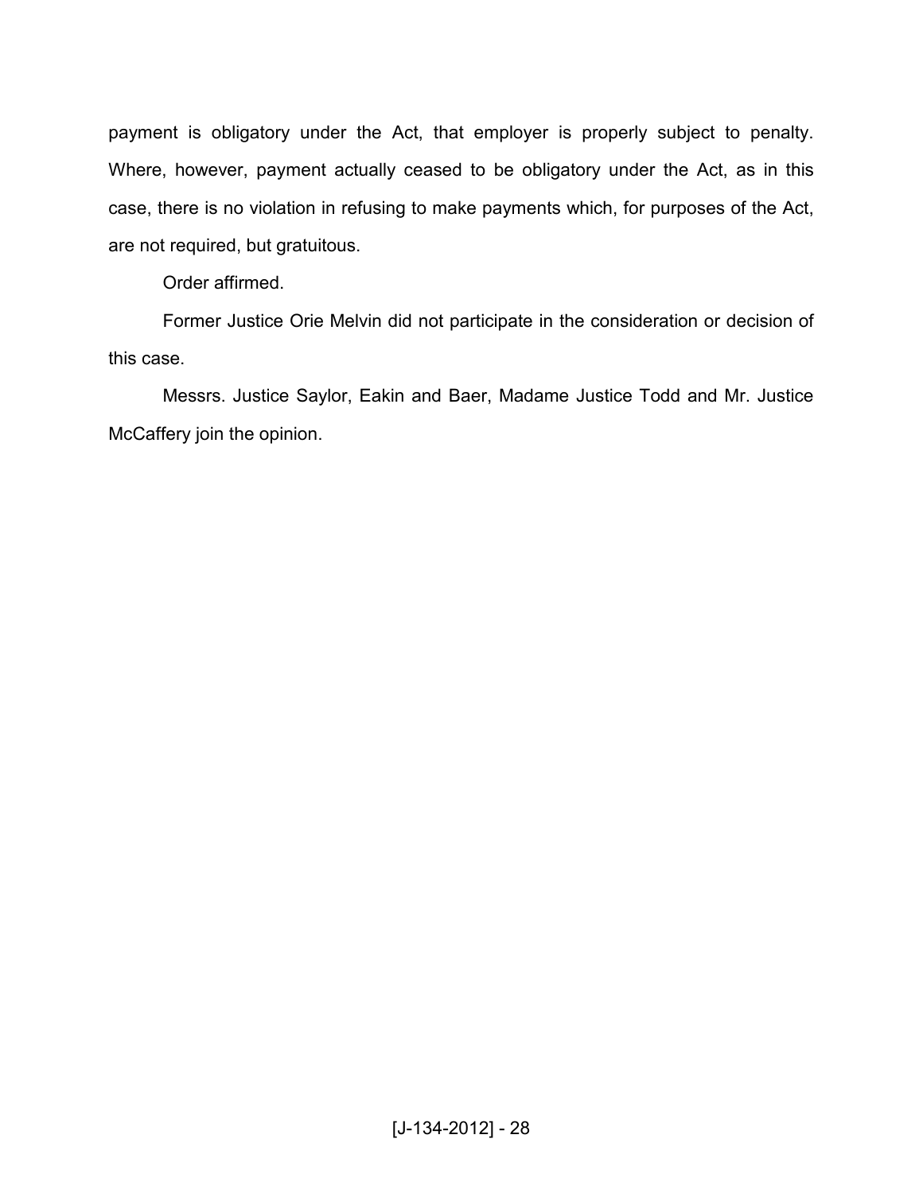payment is obligatory under the Act, that employer is properly subject to penalty. Where, however, payment actually ceased to be obligatory under the Act, as in this case, there is no violation in refusing to make payments which, for purposes of the Act, are not required, but gratuitous.

Order affirmed.

Former Justice Orie Melvin did not participate in the consideration or decision of this case.

Messrs. Justice Saylor, Eakin and Baer, Madame Justice Todd and Mr. Justice McCaffery join the opinion.